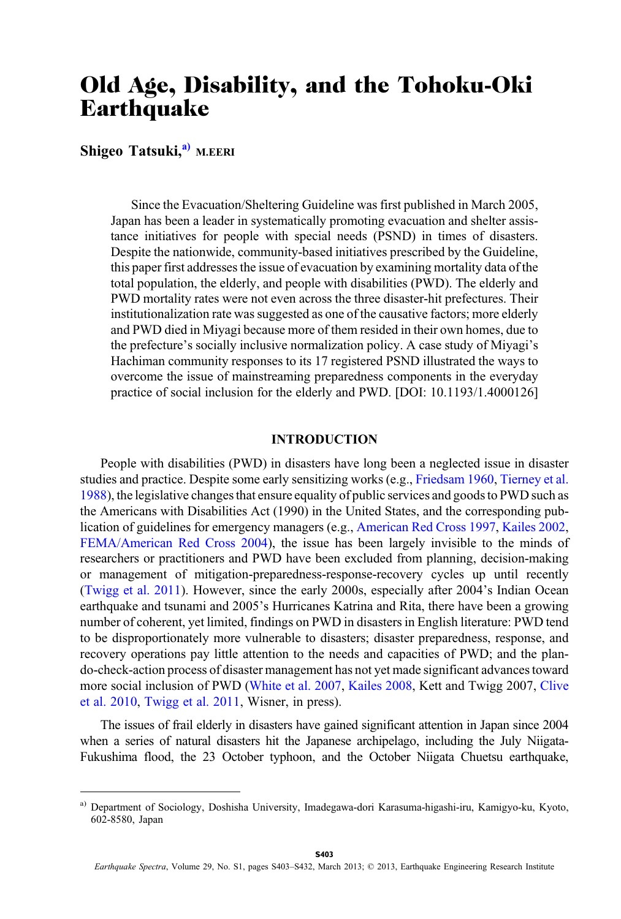# Old Age, Disability, and the Tohoku-Oki Earthquake

**Shigeo Tatsuki,**[a] M.EERI

Since the Evacuation/Sheltering Guideline was first published in March 2005, Japan has been a leader in systematically promoting evacuation and shelter assistance initiatives for people with special needs (PSND) in times of disasters. Despite the nationwide, community-based initiatives prescribed by the Guideline, this paper first addresses the issue of evacuation by examining mortality data of the total population, the elderly, and people with disabilities (PWD). The elderly and PWD mortality rates were not even across the three disaster-hit prefectures. Their institutionalization rate was suggested as one of the causative factors; more elderly and PWD died in Miyagi because more of them resided in their own homes, due to the prefecture's socially inclusive normalization policy. A case study of Miyagi's Hachiman community responses to its 17 registered PSND illustrated the ways to overcome the issue of mainstreaming preparedness components in the everyday practice of social inclusion for the elderly and PWD. [DOI: 10.1193/1.4000126]

## INTRODUCTION

People with disabilities (PWD) in disasters have long been a neglected issue in disaster studies and practice. Despite some early sensitizing works (e.g., Friedsam 1960, Tierney et al. 1988), the legislative changes that ensure equality of public services and goods to PWD such as the Americans with Disabilities Act (1990) in the United States, and the corresponding publication of guidelines for emergency managers (e.g., American Red Cross 1997, Kailes 2002, FEMA/American Red Cross 2004), the issue has been largely invisible to the minds of researchers or practitioners and PWD have been excluded from planning, decision-making or management of mitigation-preparedness-response-recovery cycles up until recently (Twigg et al. 2011). However, since the early 2000s, especially after 2004's Indian Ocean earthquake and tsunami and 2005's Hurricanes Katrina and Rita, there have been a growing number of coherent, yet limited, findings on PWD in disasters in English literature: PWD tend to be disproportionately more vulnerable to disasters; disaster preparedness, response, and recovery operations pay little attention to the needs and capacities of PWD; and the plan-do-check-action process of disaster management has not yet made significant advances toward more social inclusion of PWD (White et al. 2007, Kailes 2008, Kett and Twigg 2007, Clive et al. 2010, Twigg et al. 2011, Wisner, in press).

The issues of frail elderly in disasters have gained significant attention in Japan since 2004 when a series of natural disasters hit the Japanese archipelago, including the July Niigata-Fukushima flood, the 23 October typhoon, and the October Niigata Chuetsu earthquake,

---

[a] Department of Sociology, Doshisha University, Imadegawa-dori Karasuma-higashi-iru, Kamigyo-ku, Kyoto, 602-8580, Japan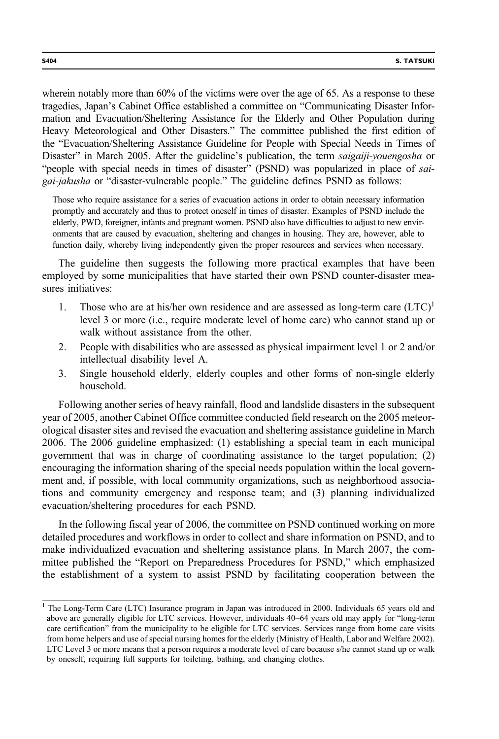wherein notably more than 60% of the victims were over the age of 65. As a response to these tragedies, Japan's Cabinet Office established a committee on "Communicating Disaster Information and Evacuation/Sheltering Assistance for the Elderly and Other Population during Heavy Meteorological and Other Disasters." The committee published the first edition of the "Evacuation/Sheltering Assistance Guideline for People with Special Needs in Times of Disaster" in March 2005. After the guideline's publication, the term *saigaiji-youengosha* or "people with special needs in times of disaster" (PSND) was popularized in place of *sai-gai-jakusha* or "disaster-vulnerable people." The guideline defines PSND as follows:

> Those who require assistance for a series of evacuation actions in order to obtain necessary information promptly and accurately and thus to protect oneself in times of disaster. Examples of PSND include the elderly, PWD, foreigner, infants and pregnant women. PSND also have difficulties to adjust to new environments that are caused by evacuation, sheltering and changes in housing. They are, however, able to function daily, whereby living independently given the proper resources and services when necessary.

The guideline then suggests the following more practical examples that have been employed by some municipalities that have started their own PSND counter-disaster measures initiatives:

1. Those who are at his/her own residence and are assessed as long-term care (LTC)[1] level 3 or more (i.e., require moderate level of home care) who cannot stand up or walk without assistance from the other.
2. People with disabilities who are assessed as physical impairment level 1 or 2 and/or intellectual disability level A.
3. Single household elderly, elderly couples and other forms of non-single elderly household.

Following another series of heavy rainfall, flood and landslide disasters in the subsequent year of 2005, another Cabinet Office committee conducted field research on the 2005 meteorological disaster sites and revised the evacuation and sheltering assistance guideline in March 2006. The 2006 guideline emphasized: (1) establishing a special team in each municipal government that was in charge of coordinating assistance to the target population; (2) encouraging the information sharing of the special needs population within the local government and, if possible, with local community organizations, such as neighborhood associations and community emergency and response team; and (3) planning individualized evacuation/sheltering procedures for each PSND.

In the following fiscal year of 2006, the committee on PSND continued working on more detailed procedures and workflows in order to collect and share information on PSND, and to make individualized evacuation and sheltering assistance plans. In March 2007, the committee published the "Report on Preparedness Procedures for PSND," which emphasized the establishment of a system to assist PSND by facilitating cooperation between the

---

[1] The Long-Term Care (LTC) Insurance program in Japan was introduced in 2000. Individuals 65 years old and above are generally eligible for LTC services. However, individuals 40–64 years old may apply for "long-term care certification" from the municipality to be eligible for LTC services. Services range from home care visits from home helpers and use of special nursing homes for the elderly (Ministry of Health, Labor and Welfare 2002). LTC Level 3 or more means that a person requires a moderate level of care because s/he cannot stand up or walk by oneself, requiring full supports for toileting, bathing, and changing clothes.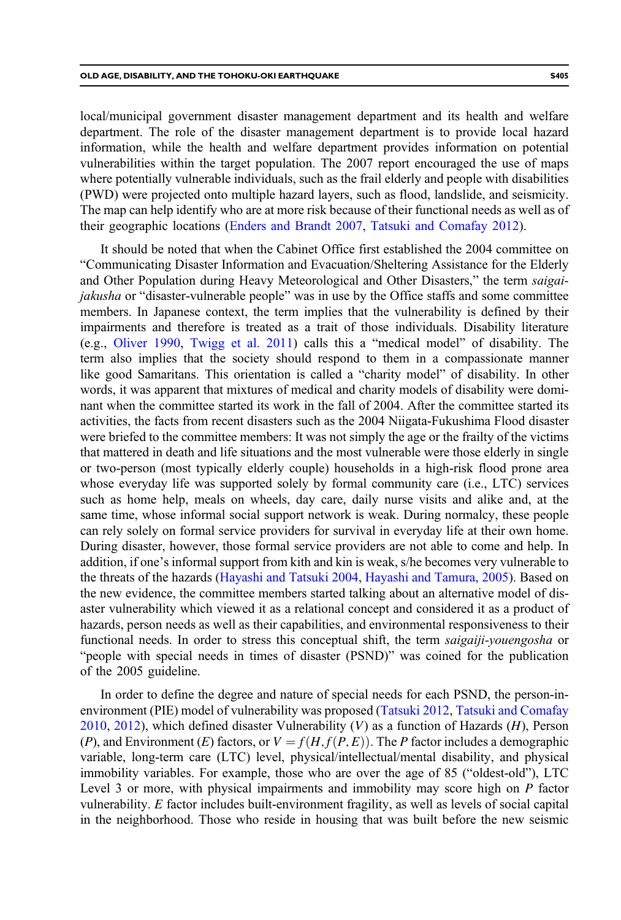local/municipal government disaster management department and its health and welfare department. The role of the disaster management department is to provide local hazard information, while the health and welfare department provides information on potential vulnerabilities within the target population. The 2007 report encouraged the use of maps where potentially vulnerable individuals, such as the frail elderly and people with disabilities (PWD) were projected onto multiple hazard layers, such as flood, landslide, and seismicity. The map can help identify who are at more risk because of their functional needs as well as of their geographic locations (Enders and Brandt 2007, Tatsuki and Comafay 2012).

It should be noted that when the Cabinet Office first established the 2004 committee on "Communicating Disaster Information and Evacuation/Sheltering Assistance for the Elderly and Other Population during Heavy Meteorological and Other Disasters," the term *saigai-jakusha* or "disaster-vulnerable people" was in use by the Office staffs and some committee members. In Japanese context, the term implies that the vulnerability is defined by their impairments and therefore is treated as a trait of those individuals. Disability literature (e.g., Oliver 1990, Twigg et al. 2011) calls this a "medical model" of disability. The term also implies that the society should respond to them in a compassionate manner like good Samaritans. This orientation is called a "charity model" of disability. In other words, it was apparent that mixtures of medical and charity models of disability were dominant when the committee started its work in the fall of 2004. After the committee started its activities, the facts from recent disasters such as the 2004 Niigata-Fukushima Flood disaster were briefed to the committee members: It was not simply the age or the frailty of the victims that mattered in death and life situations and the most vulnerable were those elderly in single or two-person (most typically elderly couple) households in a high-risk flood prone area whose everyday life was supported solely by formal community care (i.e., LTC) services such as home help, meals on wheels, day care, daily nurse visits and alike and, at the same time, whose informal social support network is weak. During normalcy, these people can rely solely on formal service providers for survival in everyday life at their own home. During disaster, however, those formal service providers are not able to come and help. In addition, if one's informal support from kith and kin is weak, s/he becomes very vulnerable to the threats of the hazards (Hayashi and Tatsuki 2004, Hayashi and Tamura, 2005). Based on the new evidence, the committee members started talking about an alternative model of disaster vulnerability which viewed it as a relational concept and considered it as a product of hazards, person needs as well as their capabilities, and environmental responsiveness to their functional needs. In order to stress this conceptual shift, the term *saigaiji-youengosha* or "people with special needs in times of disaster (PSND)" was coined for the publication of the 2005 guideline.

In order to define the degree and nature of special needs for each PSND, the person-in-environment (PIE) model of vulnerability was proposed (Tatsuki 2012, Tatsuki and Comafay 2010, 2012), which defined disaster Vulnerability ($V$) as a function of Hazards ($H$), Person ($P$), and Environment ($E$) factors, or $V = f(H, f(P, E))$. The $P$ factor includes a demographic variable, long-term care (LTC) level, physical/intellectual/mental disability, and physical immobility variables. For example, those who are over the age of 85 ("oldest-old"), LTC Level 3 or more, with physical impairments and immobility may score high on $P$ factor vulnerability. $E$ factor includes built-environment fragility, as well as levels of social capital in the neighborhood. Those who reside in housing that was built before the new seismic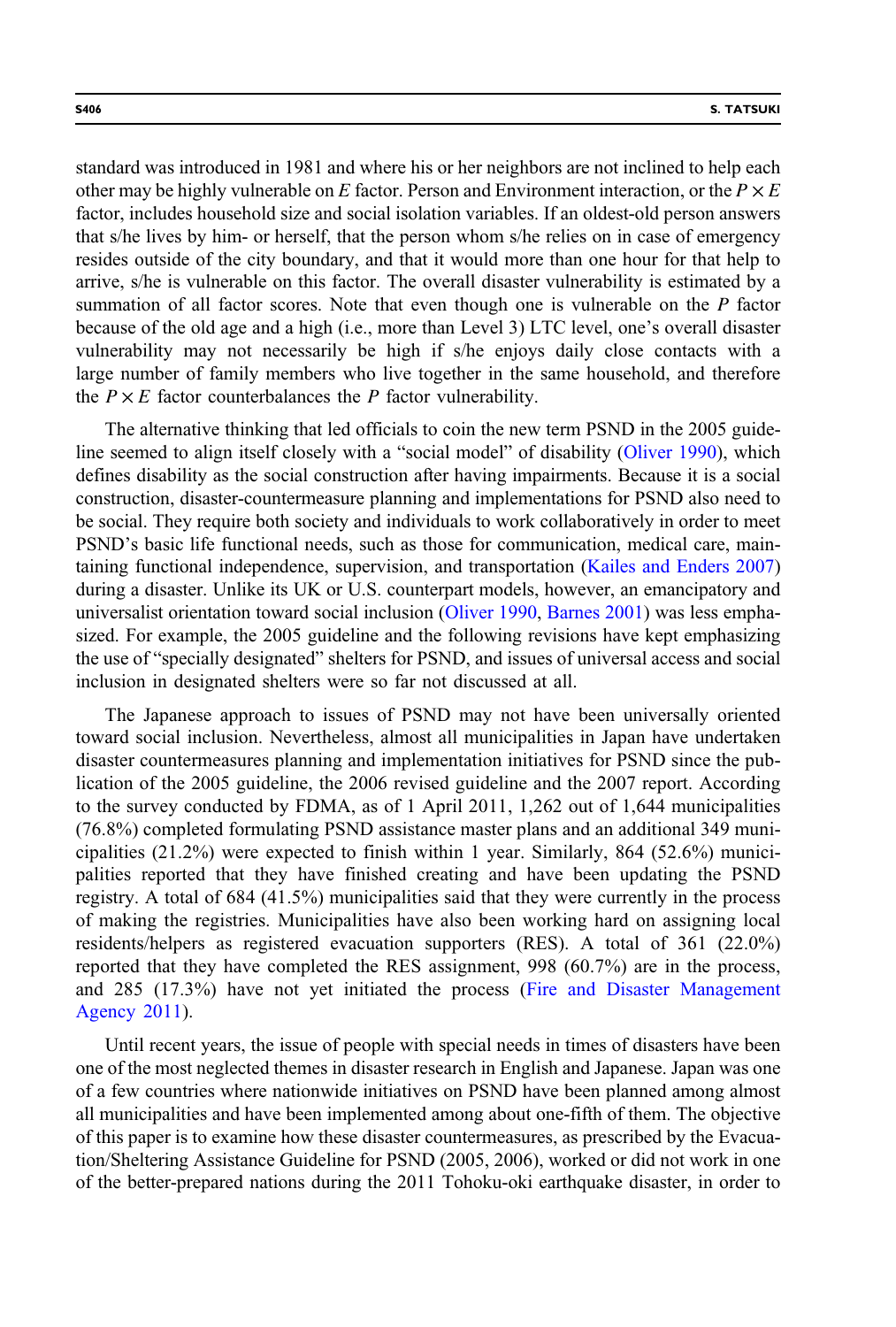standard was introduced in 1981 and where his or her neighbors are not inclined to help each other may be highly vulnerable on $E$ factor. Person and Environment interaction, or the $P \times E$ factor, includes household size and social isolation variables. If an oldest-old person answers that s/he lives by him- or herself, that the person whom s/he relies on in case of emergency resides outside of the city boundary, and that it would more than one hour for that help to arrive, s/he is vulnerable on this factor. The overall disaster vulnerability is estimated by a summation of all factor scores. Note that even though one is vulnerable on the $P$ factor because of the old age and a high (i.e., more than Level 3) LTC level, one's overall disaster vulnerability may not necessarily be high if s/he enjoys daily close contacts with a large number of family members who live together in the same household, and therefore the $P \times E$ factor counterbalances the $P$ factor vulnerability.

The alternative thinking that led officials to coin the new term PSND in the 2005 guideline seemed to align itself closely with a "social model" of disability (Oliver 1990), which defines disability as the social construction after having impairments. Because it is a social construction, disaster-countermeasure planning and implementations for PSND also need to be social. They require both society and individuals to work collaboratively in order to meet PSND's basic life functional needs, such as those for communication, medical care, maintaining functional independence, supervision, and transportation (Kailes and Enders 2007) during a disaster. Unlike its UK or U.S. counterpart models, however, an emancipatory and universalist orientation toward social inclusion (Oliver 1990, Barnes 2001) was less emphasized. For example, the 2005 guideline and the following revisions have kept emphasizing the use of "specially designated" shelters for PSND, and issues of universal access and social inclusion in designated shelters were so far not discussed at all.

The Japanese approach to issues of PSND may not have been universally oriented toward social inclusion. Nevertheless, almost all municipalities in Japan have undertaken disaster countermeasures planning and implementation initiatives for PSND since the publication of the 2005 guideline, the 2006 revised guideline and the 2007 report. According to the survey conducted by FDMA, as of 1 April 2011, 1,262 out of 1,644 municipalities (76.8%) completed formulating PSND assistance master plans and an additional 349 municipalities (21.2%) were expected to finish within 1 year. Similarly, 864 (52.6%) municipalities reported that they have finished creating and have been updating the PSND registry. A total of 684 (41.5%) municipalities said that they were currently in the process of making the registries. Municipalities have also been working hard on assigning local residents/helpers as registered evacuation supporters (RES). A total of 361 (22.0%) reported that they have completed the RES assignment, 998 (60.7%) are in the process, and 285 (17.3%) have not yet initiated the process (Fire and Disaster Management Agency 2011).

Until recent years, the issue of people with special needs in times of disasters have been one of the most neglected themes in disaster research in English and Japanese. Japan was one of a few countries where nationwide initiatives on PSND have been planned among almost all municipalities and have been implemented among about one-fifth of them. The objective of this paper is to examine how these disaster countermeasures, as prescribed by the Evacuation/Sheltering Assistance Guideline for PSND (2005, 2006), worked or did not work in one of the better-prepared nations during the 2011 Tohoku-oki earthquake disaster, in order to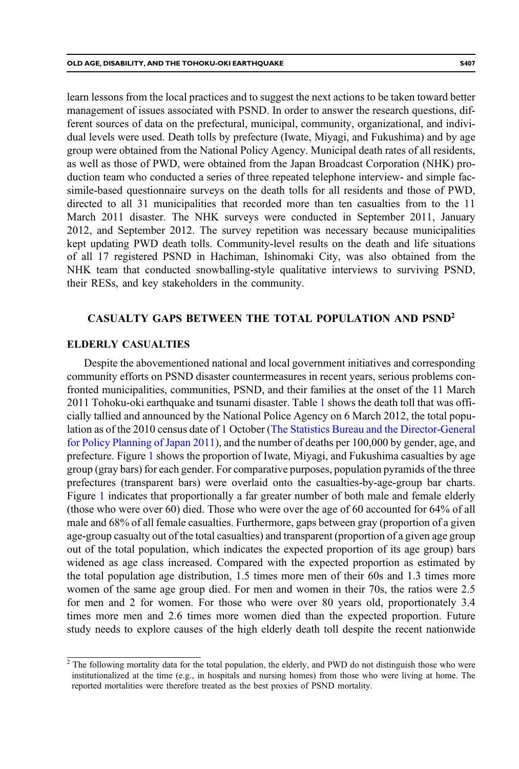learn lessons from the local practices and to suggest the next actions to be taken toward better management of issues associated with PSND. In order to answer the research questions, different sources of data on the prefectural, municipal, community, organizational, and individual levels were used. Death tolls by prefecture (Iwate, Miyagi, and Fukushima) and by age group were obtained from the National Policy Agency. Municipal death rates of all residents, as well as those of PWD, were obtained from the Japan Broadcast Corporation (NHK) production team who conducted a series of three repeated telephone interview- and simple facsimile-based questionnaire surveys on the death tolls for all residents and those of PWD, directed to all 31 municipalities that recorded more than ten casualties from to the 11 March 2011 disaster. The NHK surveys were conducted in September 2011, January 2012, and September 2012. The survey repetition was necessary because municipalities kept updating PWD death tolls. Community-level results on the death and life situations of all 17 registered PSND in Hachiman, Ishinomaki City, was also obtained from the NHK team that conducted snowballing-style qualitative interviews to surviving PSND, their RESs, and key stakeholders in the community.

## CASUALTY GAPS BETWEEN THE TOTAL POPULATION AND PSND[2]

### ELDERLY CASUALTIES

Despite the abovementioned national and local government initiatives and corresponding community efforts on PSND disaster countermeasures in recent years, serious problems confronted municipalities, communities, PSND, and their families at the onset of the 11 March 2011 Tohoku-oki earthquake and tsunami disaster. Table 1 shows the death toll that was officially tallied and announced by the National Police Agency on 6 March 2012, the total population as of the 2010 census date of 1 October (The Statistics Bureau and the Director-General for Policy Planning of Japan 2011), and the number of deaths per 100,000 by gender, age, and prefecture. Figure 1 shows the proportion of Iwate, Miyagi, and Fukushima casualties by age group (gray bars) for each gender. For comparative purposes, population pyramids of the three prefectures (transparent bars) were overlaid onto the casualties-by-age-group bar charts. Figure 1 indicates that proportionally a far greater number of both male and female elderly (those who were over 60) died. Those who were over the age of 60 accounted for 64% of all male and 68% of all female casualties. Furthermore, gaps between gray (proportion of a given age-group casualty out of the total casualties) and transparent (proportion of a given age group out of the total population, which indicates the expected proportion of its age group) bars widened as age class increased. Compared with the expected proportion as estimated by the total population age distribution, 1.5 times more men of their 60s and 1.3 times more women of the same age group died. For men and women in their 70s, the ratios were 2.5 for men and 2 for women. For those who were over 80 years old, proportionately 3.4 times more men and 2.6 times more women died than the expected proportion. Future study needs to explore causes of the high elderly death toll despite the recent nationwide

[2] The following mortality data for the total population, the elderly, and PWD do not distinguish those who were institutionalized at the time (e.g., in hospitals and nursing homes) from those who were living at home. The reported mortalities were therefore treated as the best proxies of PSND mortality.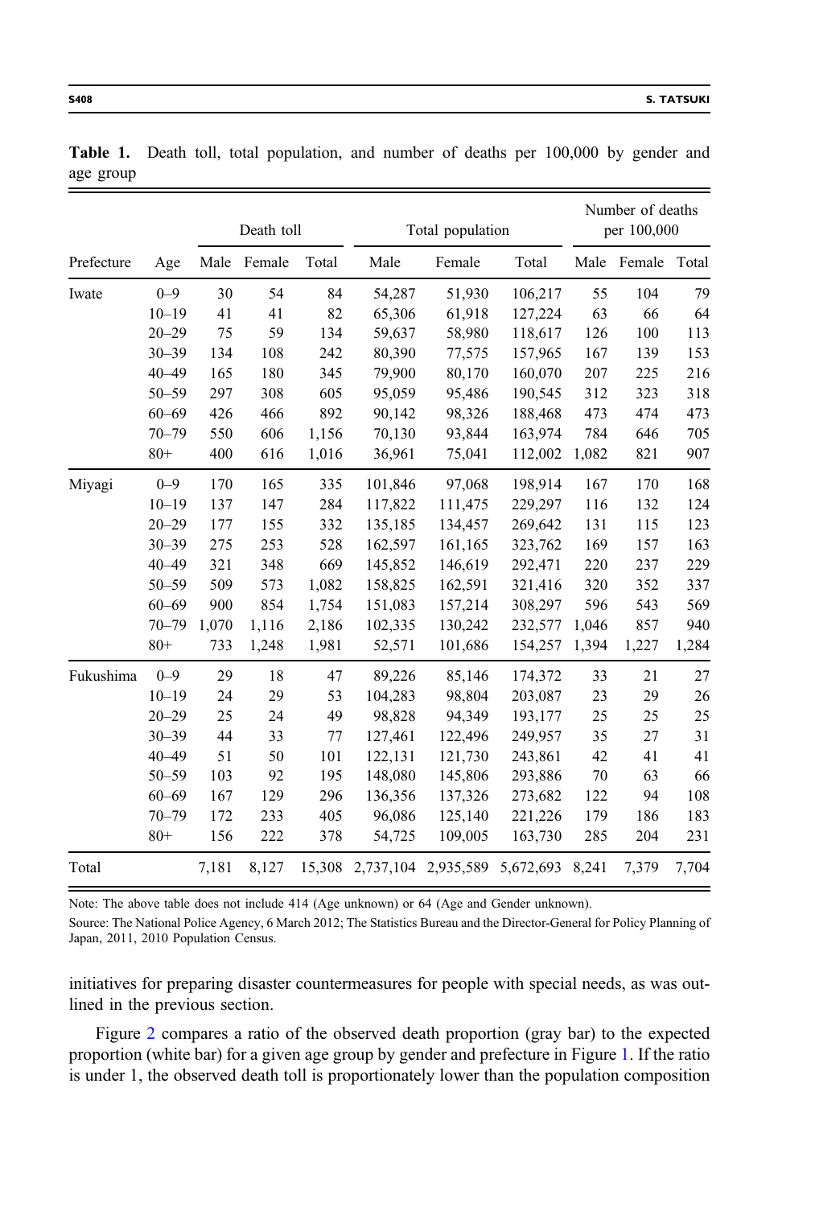**Table 1.** Death toll, total population, and number of deaths per 100,000 by gender and age group

| Prefecture | Age | Death toll | | | Total population | | | Number of deaths per 100,000 | | |
|---|---|---|---|---|---|---|---|---|---|---|
| | | Male | Female | Total | Male | Female | Total | Male | Female | Total |
| Iwate | 0–9 | 30 | 54 | 84 | 54,287 | 51,930 | 106,217 | 55 | 104 | 79 |
| | 10–19 | 41 | 41 | 82 | 65,306 | 61,918 | 127,224 | 63 | 66 | 64 |
| | 20–29 | 75 | 59 | 134 | 59,637 | 58,980 | 118,617 | 126 | 100 | 113 |
| | 30–39 | 134 | 108 | 242 | 80,390 | 77,575 | 157,965 | 167 | 139 | 153 |
| | 40–49 | 165 | 180 | 345 | 79,900 | 80,170 | 160,070 | 207 | 225 | 216 |
| | 50–59 | 297 | 308 | 605 | 95,059 | 95,486 | 190,545 | 312 | 323 | 318 |
| | 60–69 | 426 | 466 | 892 | 90,142 | 98,326 | 188,468 | 473 | 474 | 473 |
| | 70–79 | 550 | 606 | 1,156 | 70,130 | 93,844 | 163,974 | 784 | 646 | 705 |
| | 80+ | 400 | 616 | 1,016 | 36,961 | 75,041 | 112,002 | 1,082 | 821 | 907 |
| Miyagi | 0–9 | 170 | 165 | 335 | 101,846 | 97,068 | 198,914 | 167 | 170 | 168 |
| | 10–19 | 137 | 147 | 284 | 117,822 | 111,475 | 229,297 | 116 | 132 | 124 |
| | 20–29 | 177 | 155 | 332 | 135,185 | 134,457 | 269,642 | 131 | 115 | 123 |
| | 30–39 | 275 | 253 | 528 | 162,597 | 161,165 | 323,762 | 169 | 157 | 163 |
| | 40–49 | 321 | 348 | 669 | 145,852 | 146,619 | 292,471 | 220 | 237 | 229 |
| | 50–59 | 509 | 573 | 1,082 | 158,825 | 162,591 | 321,416 | 320 | 352 | 337 |
| | 60–69 | 900 | 854 | 1,754 | 151,083 | 157,214 | 308,297 | 596 | 543 | 569 |
| | 70–79 | 1,070 | 1,116 | 2,186 | 102,335 | 130,242 | 232,577 | 1,046 | 857 | 940 |
| | 80+ | 733 | 1,248 | 1,981 | 52,571 | 101,686 | 154,257 | 1,394 | 1,227 | 1,284 |
| Fukushima | 0–9 | 29 | 18 | 47 | 89,226 | 85,146 | 174,372 | 33 | 21 | 27 |
| | 10–19 | 24 | 29 | 53 | 104,283 | 98,804 | 203,087 | 23 | 29 | 26 |
| | 20–29 | 25 | 24 | 49 | 98,828 | 94,349 | 193,177 | 25 | 25 | 25 |
| | 30–39 | 44 | 33 | 77 | 127,461 | 122,496 | 249,957 | 35 | 27 | 31 |
| | 40–49 | 51 | 50 | 101 | 122,131 | 121,730 | 243,861 | 42 | 41 | 41 |
| | 50–59 | 103 | 92 | 195 | 148,080 | 145,806 | 293,886 | 70 | 63 | 66 |
| | 60–69 | 167 | 129 | 296 | 136,356 | 137,326 | 273,682 | 122 | 94 | 108 |
| | 70–79 | 172 | 233 | 405 | 96,086 | 125,140 | 221,226 | 179 | 186 | 183 |
| | 80+ | 156 | 222 | 378 | 54,725 | 109,005 | 163,730 | 285 | 204 | 231 |
| Total | | 7,181 | 8,127 | 15,308 | 2,737,104 | 2,935,589 | 5,672,693 | 8,241 | 7,379 | 7,704 |

Note: The above table does not include 414 (Age unknown) or 64 (Age and Gender unknown).

Source: The National Police Agency, 6 March 2012; The Statistics Bureau and the Director-General for Policy Planning of Japan, 2011, 2010 Population Census.

initiatives for preparing disaster countermeasures for people with special needs, as was outlined in the previous section.

Figure 2 compares a ratio of the observed death proportion (gray bar) to the expected proportion (white bar) for a given age group by gender and prefecture in Figure 1. If the ratio is under 1, the observed death toll is proportionately lower than the population composition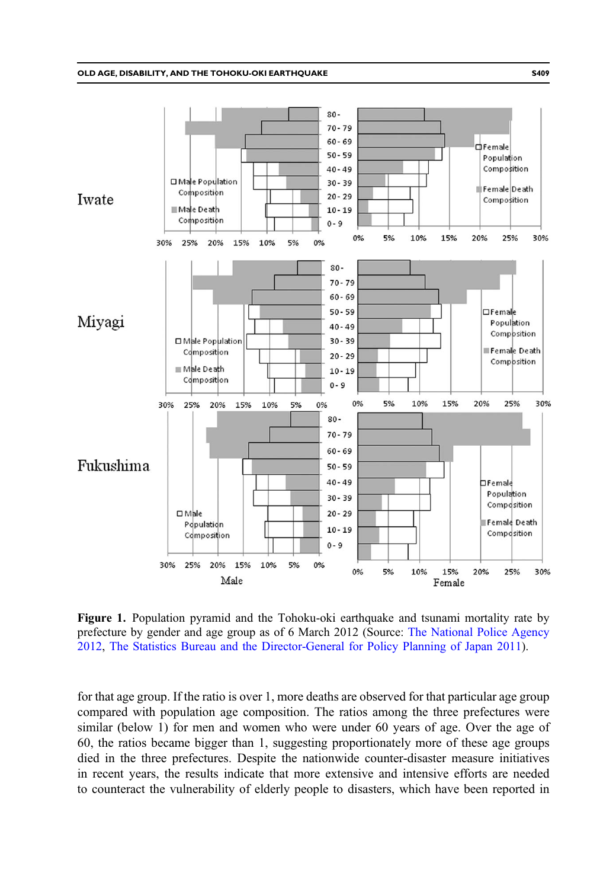**Figure 1.** Population pyramid and the Tohoku-oki earthquake and tsunami mortality rate by prefecture by gender and age group as of 6 March 2012 (Source: The National Police Agency 2012, The Statistics Bureau and the Director-General for Policy Planning of Japan 2011).

for that age group. If the ratio is over 1, more deaths are observed for that particular age group compared with population age composition. The ratios among the three prefectures were similar (below 1) for men and women who were under 60 years of age. Over the age of 60, the ratios became bigger than 1, suggesting proportionately more of these age groups died in the three prefectures. Despite the nationwide counter-disaster measure initiatives in recent years, the results indicate that more extensive and intensive efforts are needed to counteract the vulnerability of elderly people to disasters, which have been reported in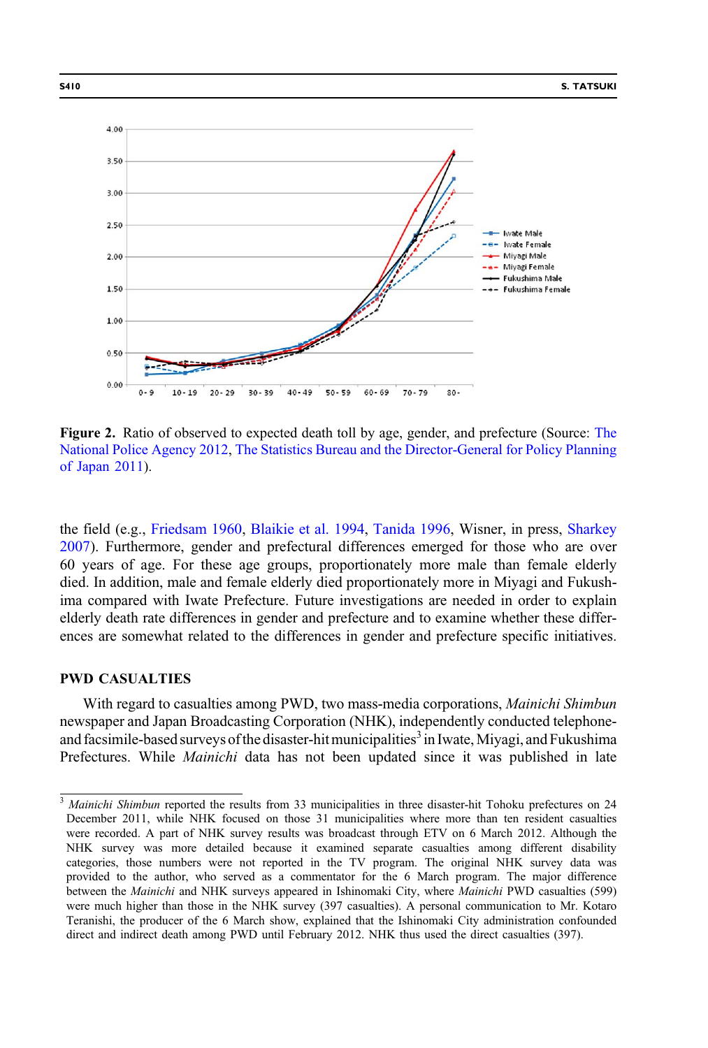**Figure 2.** Ratio of observed to expected death toll by age, gender, and prefecture (Source: The National Police Agency 2012, The Statistics Bureau and the Director-General for Policy Planning of Japan 2011).

the field (e.g., Friedsam 1960, Blaikie et al. 1994, Tanida 1996, Wisner, in press, Sharkey 2007). Furthermore, gender and prefectural differences emerged for those who are over 60 years of age. For these age groups, proportionately more male than female elderly died. In addition, male and female elderly died proportionately more in Miyagi and Fukushima compared with Iwate Prefecture. Future investigations are needed in order to explain elderly death rate differences in gender and prefecture and to examine whether these differences are somewhat related to the differences in gender and prefecture specific initiatives.

## PWD CASUALTIES

With regard to casualties among PWD, two mass-media corporations, *Mainichi Shimbun* newspaper and Japan Broadcasting Corporation (NHK), independently conducted telephone- and facsimile-based surveys of the disaster-hit municipalities[3] in Iwate, Miyagi, and Fukushima Prefectures. While *Mainichi* data has not been updated since it was published in late

[3] *Mainichi Shimbun* reported the results from 33 municipalities in three disaster-hit Tohoku prefectures on 24 December 2011, while NHK focused on those 31 municipalities where more than ten resident casualties were recorded. A part of NHK survey results was broadcast through ETV on 6 March 2012. Although the NHK survey was more detailed because it examined separate casualties among different disability categories, those numbers were not reported in the TV program. The original NHK survey data was provided to the author, who served as a commentator for the 6 March program. The major difference between the *Mainichi* and NHK surveys appeared in Ishinomaki City, where *Mainichi* PWD casualties (599) were much higher than those in the NHK survey (397 casualties). A personal communication to Mr. Kotaro Teranishi, the producer of the 6 March show, explained that the Ishinomaki City administration confounded direct and indirect death among PWD until February 2012. NHK thus used the direct casualties (397).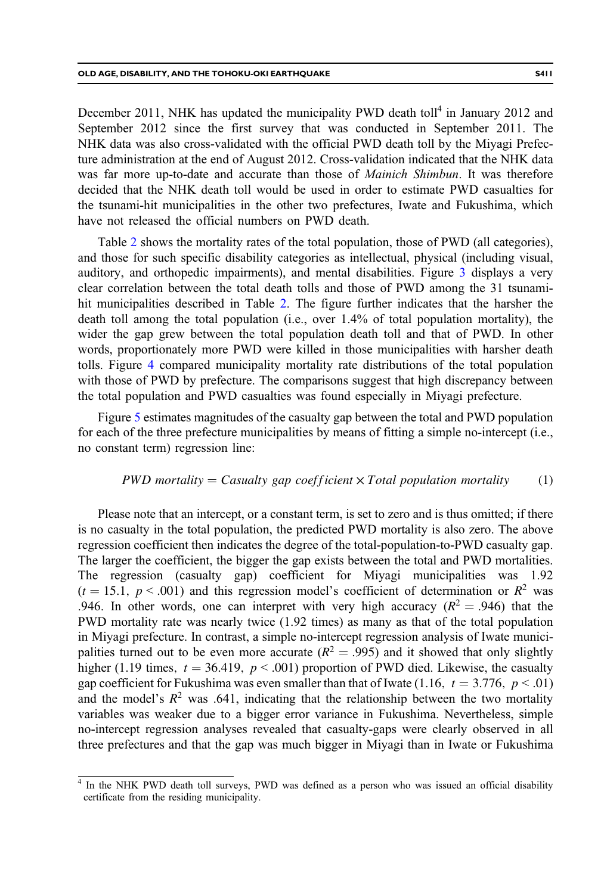December 2011, NHK has updated the municipality PWD death toll[4] in January 2012 and September 2012 since the first survey that was conducted in September 2011. The NHK data was also cross-validated with the official PWD death toll by the Miyagi Prefecture administration at the end of August 2012. Cross-validation indicated that the NHK data was far more up-to-date and accurate than those of *Mainich Shimbun*. It was therefore decided that the NHK death toll would be used in order to estimate PWD casualties for the tsunami-hit municipalities in the other two prefectures, Iwate and Fukushima, which have not released the official numbers on PWD death.

Table 2 shows the mortality rates of the total population, those of PWD (all categories), and those for such specific disability categories as intellectual, physical (including visual, auditory, and orthopedic impairments), and mental disabilities. Figure 3 displays a very clear correlation between the total death tolls and those of PWD among the 31 tsunami-hit municipalities described in Table 2. The figure further indicates that the harsher the death toll among the total population (i.e., over 1.4% of total population mortality), the wider the gap grew between the total population death toll and that of PWD. In other words, proportionately more PWD were killed in those municipalities with harsher death tolls. Figure 4 compared municipality mortality rate distributions of the total population with those of PWD by prefecture. The comparisons suggest that high discrepancy between the total population and PWD casualties was found especially in Miyagi prefecture.

Figure 5 estimates magnitudes of the casualty gap between the total and PWD population for each of the three prefecture municipalities by means of fitting a simple no-intercept (i.e., no constant term) regression line:

$$PWD\ mortality = Casualty\ gap\ coefficient \times Total\ population\ mortality \qquad (1)$$

Please note that an intercept, or a constant term, is set to zero and is thus omitted; if there is no casualty in the total population, the predicted PWD mortality is also zero. The above regression coefficient then indicates the degree of the total-population-to-PWD casualty gap. The larger the coefficient, the bigger the gap exists between the total and PWD mortalities. The regression (casualty gap) coefficient for Miyagi municipalities was 1.92 ($t = 15.1,\ p < .001$) and this regression model's coefficient of determination or $R^2$ was .946. In other words, one can interpret with very high accuracy ($R^2 = .946$) that the PWD mortality rate was nearly twice (1.92 times) as many as that of the total population in Miyagi prefecture. In contrast, a simple no-intercept regression analysis of Iwate municipalities turned out to be even more accurate ($R^2 = .995$) and it showed that only slightly higher (1.19 times, $t = 36.419,\ p < .001$) proportion of PWD died. Likewise, the casualty gap coefficient for Fukushima was even smaller than that of Iwate (1.16, $t = 3.776,\ p < .01$) and the model's $R^2$ was .641, indicating that the relationship between the two mortality variables was weaker due to a bigger error variance in Fukushima. Nevertheless, simple no-intercept regression analyses revealed that casualty-gaps were clearly observed in all three prefectures and that the gap was much bigger in Miyagi than in Iwate or Fukushima

[4] In the NHK PWD death toll surveys, PWD was defined as a person who was issued an official disability certificate from the residing municipality.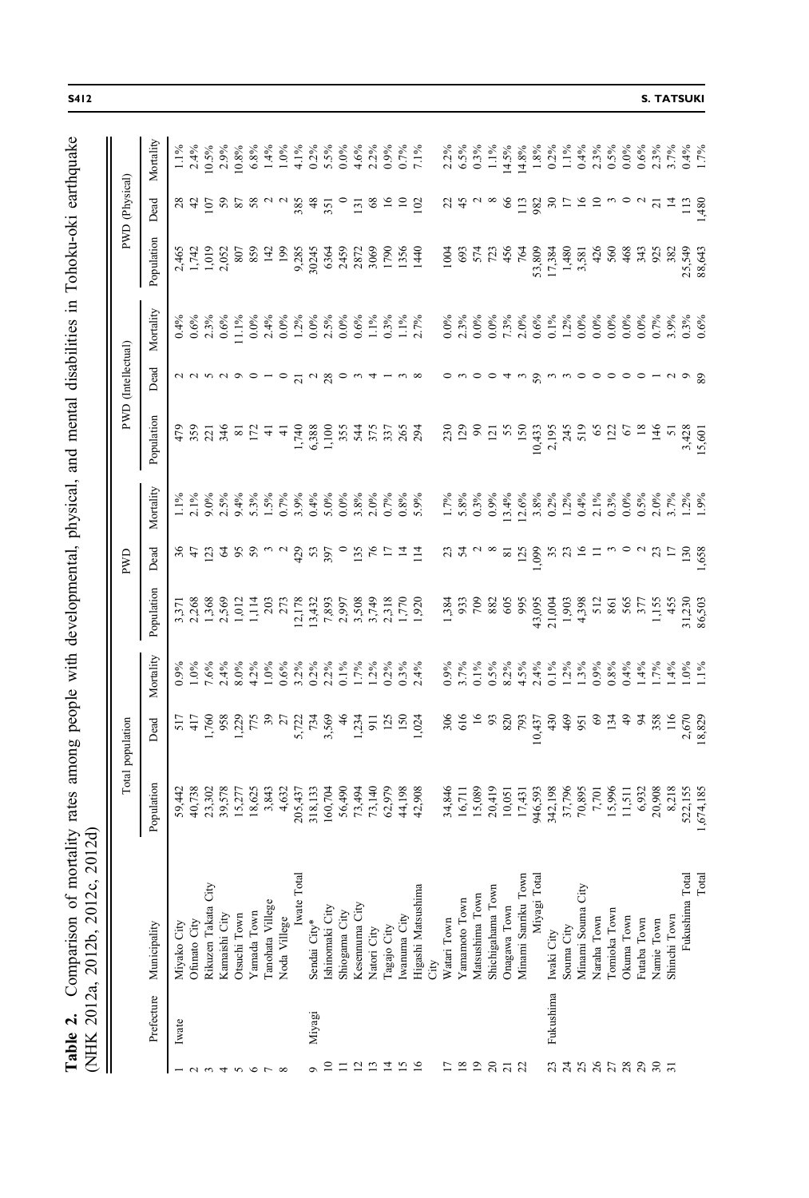**Table 2.** Comparison of mortality rates among people with developmental, physical, and mental disabilities in Tohoku-oki earthquake (NHK 2012a, 2012b, 2012c, 2012d)

| | Prefecture | Municipality | Total population | | | PWD | | | PWD (Intellectual) | | | PWD (Physical) | | |
|---|---|---|---|---|---|---|---|---|---|---|---|---|---|---|
| | | | Population | Dead | Mortality | Population | Dead | Mortality | Population | Dead | Mortality | Population | Dead | Mortality |
| 1 | Iwate | Miyako City | 59,442 | 517 | 0.9% | 3,371 | 36 | 1.1% | 479 | 2 | 0.4% | 2,465 | 28 | 1.1% |
| 2 | | Ofunato City | 40,738 | 417 | 1.0% | 2,268 | 47 | 2.1% | 359 | 2 | 0.6% | 1,742 | 42 | 2.4% |
| 3 | | Rikuzen Takata City | 23,302 | 1,760 | 7.6% | 1,368 | 123 | 9.0% | 221 | 5 | 2.3% | 1,019 | 107 | 10.5% |
| 4 | | Kamaishi City | 39,578 | 958 | 2.4% | 2,569 | 64 | 2.5% | 346 | 2 | 0.6% | 2,052 | 59 | 2.9% |
| 5 | | Otsuchi Town | 15,277 | 1,229 | 8.0% | 1,012 | 95 | 9.4% | 81 | 9 | 11.1% | 807 | 87 | 10.8% |
| 6 | | Yamada Town | 18,625 | 775 | 4.2% | 1,114 | 59 | 5.3% | 172 | 0 | 0.0% | 859 | 58 | 6.8% |
| 7 | | Tanohata Villege | 3,843 | 39 | 1.0% | 203 | 3 | 1.5% | 41 | 1 | 2.4% | 142 | 2 | 1.4% |
| 8 | | Noda Villege | 4,632 | 27 | 0.6% | 273 | 2 | 0.7% | 41 | 0 | 0.0% | 199 | 2 | 1.0% |
| | | Iwate Total | 205,437 | 5,722 | 3.2% | 12,178 | 429 | 3.9% | 1,740 | 21 | 1.2% | 9,285 | 385 | 4.1% |
| 9 | Miyagi | Sendai City* | 318,133 | 734 | 0.2% | 13,432 | 53 | 0.4% | 6,388 | 2 | 0.0% | 30245 | 48 | 0.2% |
| 10 | | Ishinomaki City | 160,704 | 3,569 | 2.2% | 7,893 | 397 | 5.0% | 1,100 | 28 | 2.5% | 6364 | 351 | 5.5% |
| 11 | | Shiogama City | 56,490 | 46 | 0.1% | 2,997 | 0 | 0.0% | 355 | 0 | 0.0% | 2459 | 0 | 0.0% |
| 12 | | Kesennuma City | 73,494 | 1,234 | 1.7% | 3,508 | 135 | 3.8% | 544 | 3 | 0.6% | 2872 | 131 | 4.6% |
| 13 | | Natori City | 73,140 | 911 | 1.2% | 3,749 | 76 | 2.0% | 375 | 4 | 1.1% | 3069 | 68 | 2.2% |
| 14 | | Tagajo City | 62,979 | 125 | 0.2% | 2,318 | 17 | 0.7% | 337 | 1 | 0.3% | 1790 | 16 | 0.9% |
| 15 | | Iwanuma City | 44,198 | 150 | 0.3% | 1,770 | 14 | 0.8% | 265 | 3 | 1.1% | 1356 | 10 | 0.7% |
| 16 | | Higashi Matsushima City | 42,908 | 1,024 | 2.4% | 1,920 | 114 | 5.9% | 294 | 8 | 2.7% | 1440 | 102 | 7.1% |
| 17 | | Watari Town | 34,846 | 306 | 0.9% | 1,384 | 23 | 1.7% | 230 | 0 | 0.0% | 1004 | 22 | 2.2% |
| 18 | | Yamamoto Town | 16,711 | 616 | 3.7% | 933 | 54 | 5.8% | 129 | 3 | 2.3% | 693 | 45 | 6.5% |
| 19 | | Matsushima Town | 15,089 | 16 | 0.1% | 709 | 2 | 0.3% | 90 | 0 | 0.0% | 574 | 2 | 0.3% |
| 20 | | Shichigahama Town | 20,419 | 93 | 0.5% | 882 | 8 | 0.9% | 121 | 0 | 0.0% | 723 | 8 | 1.1% |
| 21 | | Onagawa Town | 10,051 | 820 | 8.2% | 605 | 81 | 13.4% | 55 | 4 | 7.3% | 456 | 66 | 14.5% |
| 22 | | Minami Sanriku Town | 17,431 | 793 | 4.5% | 995 | 125 | 12.6% | 150 | 3 | 2.0% | 764 | 113 | 14.8% |
| | | Miyagi Total | 946,593 | 10,437 | 2.4% | 43,095 | 1,099 | 3.8% | 10,433 | 59 | 0.6% | 53,809 | 982 | 1.8% |
| 23 | Fukushima | Iwaki City | 342,198 | 430 | 0.1% | 21,004 | 35 | 0.2% | 2,195 | 3 | 0.1% | 17,384 | 30 | 0.2% |
| 24 | | Souma City | 37,796 | 469 | 1.2% | 1,903 | 23 | 1.2% | 245 | 3 | 1.2% | 1,480 | 17 | 1.1% |
| 25 | | Minami Souma City | 70,895 | 951 | 1.3% | 4,398 | 16 | 0.4% | 519 | 0 | 0.0% | 3,581 | 16 | 0.4% |
| 26 | | Naraha Town | 7,701 | 69 | 0.9% | 512 | 11 | 2.1% | 65 | 0 | 0.0% | 426 | 10 | 2.3% |
| 27 | | Tomioka Town | 15,996 | 134 | 0.8% | 861 | 3 | 0.3% | 122 | 0 | 0.0% | 560 | 3 | 0.5% |
| 28 | | Okuma Town | 11,511 | 49 | 0.4% | 565 | 0 | 0.0% | 67 | 0 | 0.0% | 468 | 0 | 0.0% |
| 29 | | Futaba Town | 6,932 | 94 | 1.4% | 377 | 2 | 0.5% | 18 | 0 | 0.0% | 343 | 2 | 0.6% |
| 30 | | Namie Town | 20,908 | 358 | 1.7% | 1,155 | 23 | 2.0% | 146 | 1 | 0.7% | 925 | 21 | 2.3% |
| 31 | | Shinchi Town | 8,218 | 116 | 1.4% | 455 | 17 | 3.7% | 51 | 2 | 3.9% | 382 | 14 | 3.7% |
| | | Fukushima Total | 522,155 | 2,670 | 1.0% | 31,230 | 130 | 1.2% | 3,428 | 9 | 0.3% | 25,549 | 113 | 0.4% |
| | | Total | 1,674,185 | 18,829 | 1.1% | 86,503 | 1,658 | 1.9% | 15,601 | 89 | 0.6% | 88,643 | 1,480 | 1.7% |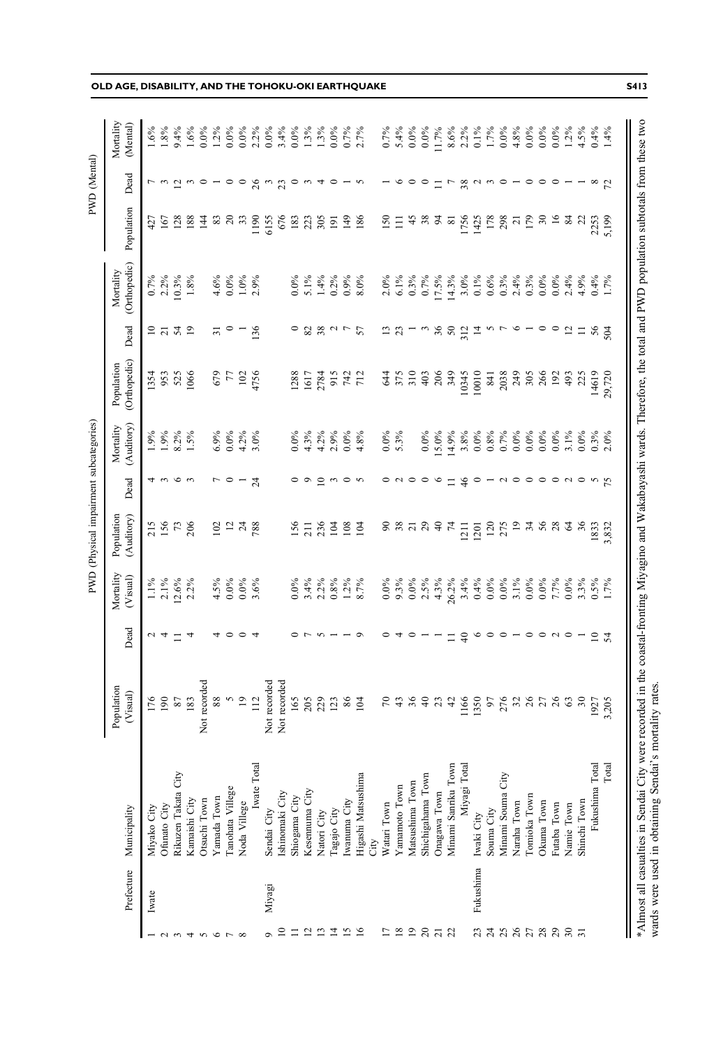| | Prefecture | Municipality | PWD (Physical impairment subcategories) | | | | | | | | | PWD (Mental) | | |
|---|---|---|---|---|---|---|---|---|---|---|---|---|---|---|
| | | | Population (Visual) | Dead | Mortality (Visual) | Population (Auditory) | Dead | Mortality (Auditory) | Population (Orthopedic) | Dead | Mortality (Orthopedic) | Population | Dead | Mortality (Mental) |
| 1 | Iwate | Miyako City | 176 | 2 | 1.1% | 215 | 4 | 1.9% | 1354 | 10 | 0.7% | 427 | 7 | 1.6% |
| 2 | | Ofunato City | 190 | 4 | 2.1% | 156 | 3 | 1.9% | 953 | 21 | 2.2% | 167 | 3 | 1.8% |
| 3 | | Rikuzen Takata City | 87 | 11 | 12.6% | 73 | 6 | 8.2% | 525 | 54 | 10.3% | 128 | 12 | 9.4% |
| 4 | | Kamaishi City | 183 | 4 | 2.2% | 206 | 3 | 1.5% | 1066 | 19 | 1.8% | 188 | 3 | 1.6% |
| 5 | | Otsuchi Town | Not recorded | | | | | | | | | 144 | 0 | 0.0% |
| 6 | | Yamada Town | 88 | 4 | 4.5% | 102 | 7 | 6.9% | 679 | 31 | 4.6% | 83 | 1 | 1.2% |
| 7 | | Tanohata Villege | 5 | 0 | 0.0% | 12 | 0 | 0.0% | 77 | 0 | 0.0% | 20 | 0 | 0.0% |
| 8 | | Noda Villege | 19 | 0 | 0.0% | 24 | 1 | 4.2% | 102 | 1 | 1.0% | 33 | 0 | 0.0% |
| | | Iwate Total | 112 | 4 | 3.6% | 788 | 24 | 3.0% | 4756 | 136 | 2.9% | 1190 | 26 | 2.2% |
| 9 | Miyagi | Sendai City | Not recorded | | | | | | | | | 6155 | 3 | 0.0% |
| 10 | | Ishinomaki City | Not recorded | | | | | | | | | 676 | 23 | 3.4% |
| 11 | | Shiogama City | 165 | 0 | 0.0% | 156 | 0 | 0.0% | 1288 | 0 | 0.0% | 183 | 0 | 0.0% |
| 12 | | Kesennuma City | 205 | 7 | 3.4% | 211 | 9 | 4.3% | 1617 | 82 | 5.1% | 223 | 3 | 1.3% |
| 13 | | Natori City | 229 | 5 | 2.2% | 236 | 10 | 4.2% | 2784 | 38 | 1.4% | 305 | 4 | 1.3% |
| 14 | | Tagajo City | 123 | 1 | 0.8% | 104 | 3 | 2.9% | 915 | 2 | 0.2% | 191 | 0 | 0.0% |
| 15 | | Iwanuma City | 86 | 1 | 1.2% | 108 | 0 | 0.0% | 742 | 7 | 0.9% | 149 | 1 | 0.7% |
| 16 | | Higashi Matsushima City | 104 | 9 | 8.7% | 104 | 5 | 4.8% | 712 | 57 | 8.0% | 186 | 5 | 2.7% |
| 17 | | Watari Town | 70 | 0 | 0.0% | 90 | 0 | 0.0% | 644 | 13 | 2.0% | 150 | 1 | 0.7% |
| 18 | | Yamamoto Town | 43 | 4 | 9.3% | 38 | 2 | 5.3% | 375 | 23 | 6.1% | 111 | 6 | 5.4% |
| 19 | | Matsushima Town | 36 | 0 | 0.0% | 21 | 0 | | 310 | 1 | 0.3% | 45 | 0 | 0.0% |
| 20 | | Shichigahama Town | 40 | 1 | 2.5% | 29 | 0 | 0.0% | 403 | 3 | 0.7% | 38 | 0 | 0.0% |
| 21 | | Onagawa Town | 23 | 1 | 4.3% | 40 | 6 | 15.0% | 206 | 36 | 17.5% | 94 | 11 | 11.7% |
| 22 | | Minami Sanriku Town | 42 | 11 | 26.2% | 74 | 11 | 14.9% | 349 | 50 | 14.3% | 81 | 7 | 8.6% |
| | | Miyagi Total | 1166 | 40 | 3.4% | 1211 | 46 | 3.8% | 10345 | 312 | 3.0% | 1756 | 38 | 2.2% |
| 23 | Fukushima | Iwaki City | 1350 | 6 | 0.4% | 1201 | 0 | 0.0% | 10010 | 14 | 0.1% | 1425 | 2 | 0.1% |
| 24 | | Souma City | 97 | 0 | 0.0% | 120 | 1 | 0.8% | 841 | 5 | 0.6% | 178 | 3 | 1.7% |
| 25 | | Minami Souma City | 276 | 0 | 0.0% | 275 | 2 | 0.7% | 2038 | 7 | 0.3% | 298 | 0 | 0.0% |
| 26 | | Naraha Town | 32 | 1 | 3.1% | 19 | 0 | 0.0% | 249 | 6 | 2.4% | 21 | 1 | 4.8% |
| 27 | | Tomioka Town | 26 | 0 | 0.0% | 34 | 0 | 0.0% | 305 | 1 | 0.3% | 179 | 0 | 0.0% |
| 28 | | Okuma Town | 27 | 0 | 0.0% | 56 | 0 | 0.0% | 266 | 0 | 0.0% | 30 | 0 | 0.0% |
| 29 | | Futaba Town | 26 | 2 | 7.7% | 28 | 0 | 0.0% | 192 | 0 | 0.0% | 16 | 0 | 0.0% |
| 30 | | Namie Town | 63 | 0 | 0.0% | 64 | 2 | 3.1% | 493 | 12 | 2.4% | 84 | 1 | 1.2% |
| 31 | | Shinchi Town | 30 | 1 | 3.3% | 36 | 0 | 0.0% | 225 | 11 | 4.9% | 22 | 1 | 4.5% |
| | | Fukushima Total | 1927 | 10 | 0.5% | 1833 | 5 | 0.3% | 14619 | 56 | 0.4% | 2253 | 8 | 0.4% |
| | | Total | 3,205 | 54 | 1.7% | 3,832 | 75 | 2.0% | 29,720 | 504 | 1.7% | 5,199 | 72 | 1.4% |

*Almost all casualties in Sendai City were recorded in the coastal-fronting Miyagino and Wakabayashi wards. Therefore, the total and PWD population subtotals from these two wards were used in obtaining Sendai's mortality rates.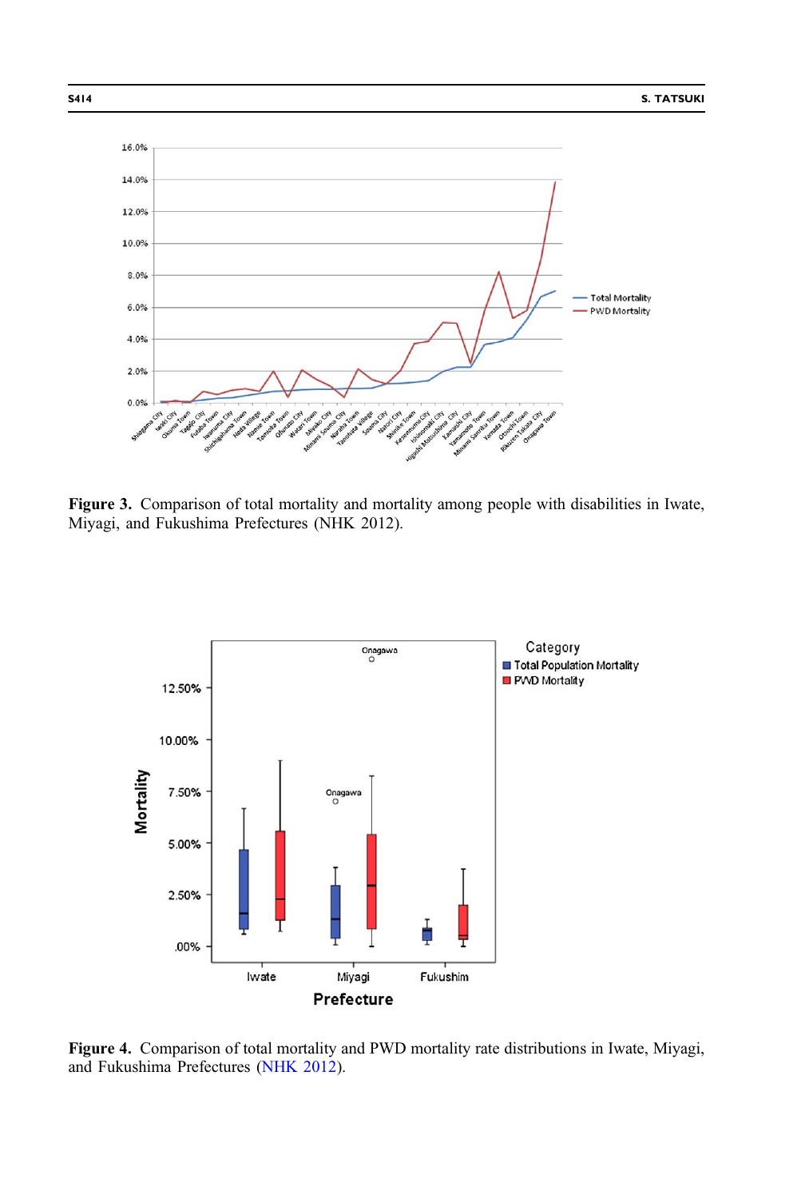**Figure 3.** Comparison of total mortality and mortality among people with disabilities in Iwate, Miyagi, and Fukushima Prefectures (NHK 2012).

**Figure 4.** Comparison of total mortality and PWD mortality rate distributions in Iwate, Miyagi, and Fukushima Prefectures (NHK 2012).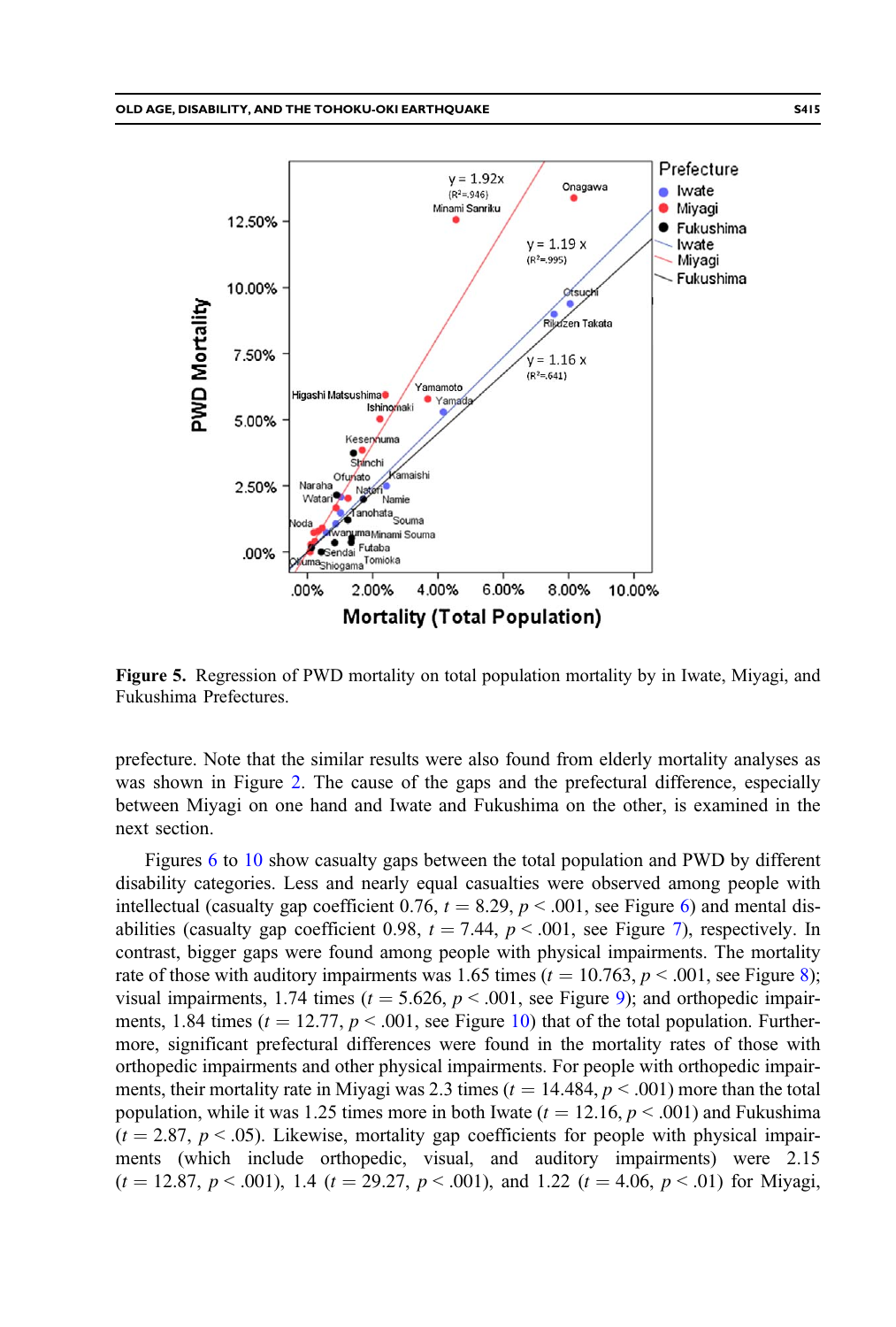**Figure 5.** Regression of PWD mortality on total population mortality by in Iwate, Miyagi, and Fukushima Prefectures.

prefecture. Note that the similar results were also found from elderly mortality analyses as was shown in Figure 2. The cause of the gaps and the prefectural difference, especially between Miyagi on one hand and Iwate and Fukushima on the other, is examined in the next section.

Figures 6 to 10 show casualty gaps between the total population and PWD by different disability categories. Less and nearly equal casualties were observed among people with intellectual (casualty gap coefficient 0.76, $t = 8.29$, $p < .001$, see Figure 6) and mental disabilities (casualty gap coefficient 0.98, $t = 7.44$, $p < .001$, see Figure 7), respectively. In contrast, bigger gaps were found among people with physical impairments. The mortality rate of those with auditory impairments was 1.65 times ($t = 10.763$, $p < .001$, see Figure 8); visual impairments, 1.74 times ($t = 5.626$, $p < .001$, see Figure 9); and orthopedic impairments, 1.84 times ($t = 12.77$, $p < .001$, see Figure 10) that of the total population. Furthermore, significant prefectural differences were found in the mortality rates of those with orthopedic impairments and other physical impairments. For people with orthopedic impairments, their mortality rate in Miyagi was 2.3 times ($t = 14.484$, $p < .001$) more than the total population, while it was 1.25 times more in both Iwate ($t = 12.16$, $p < .001$) and Fukushima ($t = 2.87$, $p < .05$). Likewise, mortality gap coefficients for people with physical impairments (which include orthopedic, visual, and auditory impairments) were 2.15 ($t = 12.87$, $p < .001$), 1.4 ($t = 29.27$, $p < .001$), and 1.22 ($t = 4.06$, $p < .01$) for Miyagi,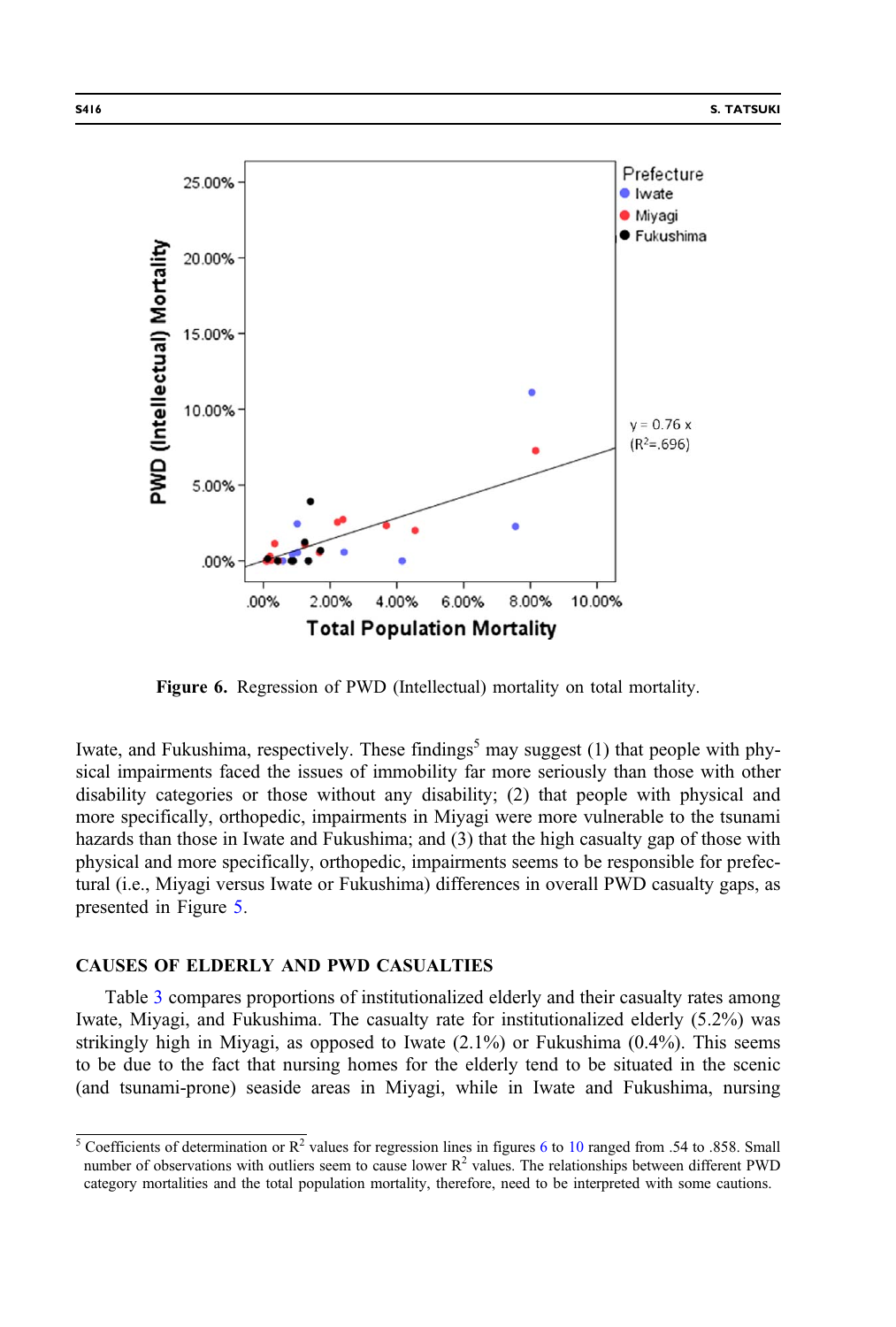Figure 6. Regression of PWD (Intellectual) mortality on total mortality.

Iwate, and Fukushima, respectively. These findings[5] may suggest (1) that people with physical impairments faced the issues of immobility far more seriously than those with other disability categories or those without any disability; (2) that people with physical and more specifically, orthopedic, impairments in Miyagi were more vulnerable to the tsunami hazards than those in Iwate and Fukushima; and (3) that the high casualty gap of those with physical and more specifically, orthopedic, impairments seems to be responsible for prefectural (i.e., Miyagi versus Iwate or Fukushima) differences in overall PWD casualty gaps, as presented in Figure 5.

## CAUSES OF ELDERLY AND PWD CASUALTIES

Table 3 compares proportions of institutionalized elderly and their casualty rates among Iwate, Miyagi, and Fukushima. The casualty rate for institutionalized elderly (5.2%) was strikingly high in Miyagi, as opposed to Iwate (2.1%) or Fukushima (0.4%). This seems to be due to the fact that nursing homes for the elderly tend to be situated in the scenic (and tsunami-prone) seaside areas in Miyagi, while in Iwate and Fukushima, nursing

[5] Coefficients of determination or $R^2$ values for regression lines in figures 6 to 10 ranged from .54 to .858. Small number of observations with outliers seem to cause lower $R^2$ values. The relationships between different PWD category mortalities and the total population mortality, therefore, need to be interpreted with some cautions.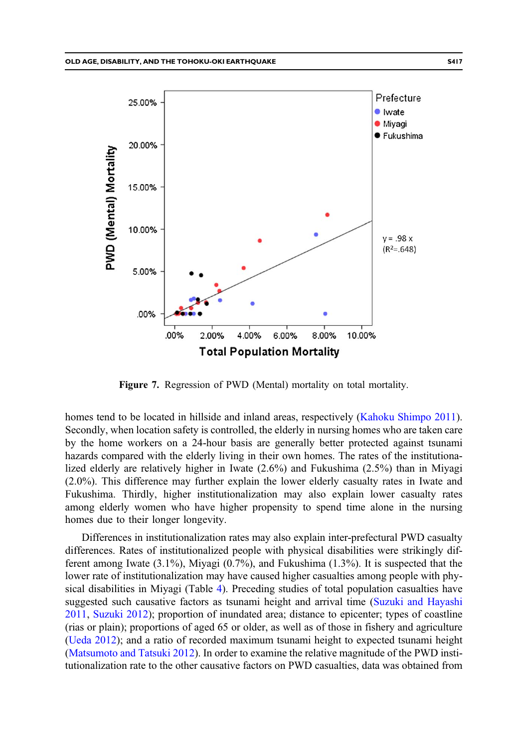Figure 7. Regression of PWD (Mental) mortality on total mortality.

homes tend to be located in hillside and inland areas, respectively (Kahoku Shimpo 2011). Secondly, when location safety is controlled, the elderly in nursing homes who are taken care by the home workers on a 24-hour basis are generally better protected against tsunami hazards compared with the elderly living in their own homes. The rates of the institutionalized elderly are relatively higher in Iwate (2.6%) and Fukushima (2.5%) than in Miyagi (2.0%). This difference may further explain the lower elderly casualty rates in Iwate and Fukushima. Thirdly, higher institutionalization may also explain lower casualty rates among elderly women who have higher propensity to spend time alone in the nursing homes due to their longer longevity.

Differences in institutionalization rates may also explain inter-prefectural PWD casualty differences. Rates of institutionalized people with physical disabilities were strikingly different among Iwate (3.1%), Miyagi (0.7%), and Fukushima (1.3%). It is suspected that the lower rate of institutionalization may have caused higher casualties among people with physical disabilities in Miyagi (Table 4). Preceding studies of total population casualties have suggested such causative factors as tsunami height and arrival time (Suzuki and Hayashi 2011, Suzuki 2012); proportion of inundated area; distance to epicenter; types of coastline (rias or plain); proportions of aged 65 or older, as well as of those in fishery and agriculture (Ueda 2012); and a ratio of recorded maximum tsunami height to expected tsunami height (Matsumoto and Tatsuki 2012). In order to examine the relative magnitude of the PWD institutionalization rate to the other causative factors on PWD casualties, data was obtained from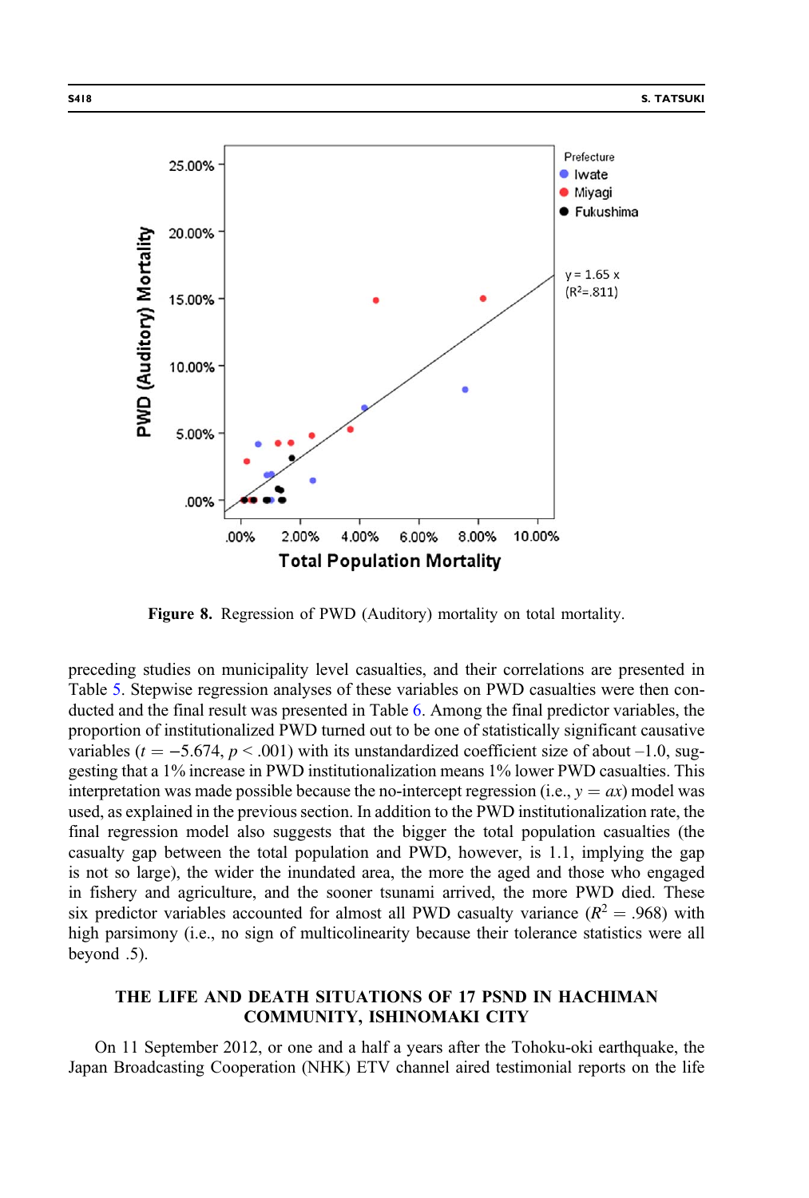Figure 8. Regression of PWD (Auditory) mortality on total mortality.

preceding studies on municipality level casualties, and their correlations are presented in Table 5. Stepwise regression analyses of these variables on PWD casualties were then conducted and the final result was presented in Table 6. Among the final predictor variables, the proportion of institutionalized PWD turned out to be one of statistically significant causative variables ($t = -5.674$, $p < .001$) with its unstandardized coefficient size of about –1.0, suggesting that a 1% increase in PWD institutionalization means 1% lower PWD casualties. This interpretation was made possible because the no-intercept regression (i.e., $y = ax$) model was used, as explained in the previous section. In addition to the PWD institutionalization rate, the final regression model also suggests that the bigger the total population casualties (the casualty gap between the total population and PWD, however, is 1.1, implying the gap is not so large), the wider the inundated area, the more the aged and those who engaged in fishery and agriculture, and the sooner tsunami arrived, the more PWD died. These six predictor variables accounted for almost all PWD casualty variance ($R^2 = .968$) with high parsimony (i.e., no sign of multicolinearity because their tolerance statistics were all beyond .5).

## THE LIFE AND DEATH SITUATIONS OF 17 PSND IN HACHIMAN COMMUNITY, ISHINOMAKI CITY

On 11 September 2012, or one and a half years after the Tohoku-oki earthquake, the Japan Broadcasting Cooperation (NHK) ETV channel aired testimonial reports on the life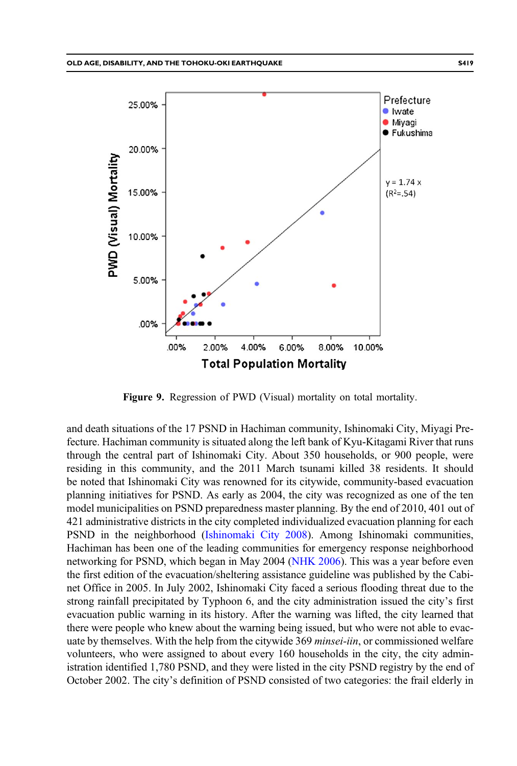Figure 9. Regression of PWD (Visual) mortality on total mortality.

and death situations of the 17 PSND in Hachiman community, Ishinomaki City, Miyagi Prefecture. Hachiman community is situated along the left bank of Kyu-Kitagami River that runs through the central part of Ishinomaki City. About 350 households, or 900 people, were residing in this community, and the 2011 March tsunami killed 38 residents. It should be noted that Ishinomaki City was renowned for its citywide, community-based evacuation planning initiatives for PSND. As early as 2004, the city was recognized as one of the ten model municipalities on PSND preparedness master planning. By the end of 2010, 401 out of 421 administrative districts in the city completed individualized evacuation planning for each PSND in the neighborhood (Ishinomaki City 2008). Among Ishinomaki communities, Hachiman has been one of the leading communities for emergency response neighborhood networking for PSND, which began in May 2004 (NHK 2006). This was a year before even the first edition of the evacuation/sheltering assistance guideline was published by the Cabinet Office in 2005. In July 2002, Ishinomaki City faced a serious flooding threat due to the strong rainfall precipitated by Typhoon 6, and the city administration issued the city's first evacuation public warning in its history. After the warning was lifted, the city learned that there were people who knew about the warning being issued, but who were not able to evacuate by themselves. With the help from the citywide 369 *minsei-iin*, or commissioned welfare volunteers, who were assigned to about every 160 households in the city, the city administration identified 1,780 PSND, and they were listed in the city PSND registry by the end of October 2002. The city's definition of PSND consisted of two categories: the frail elderly in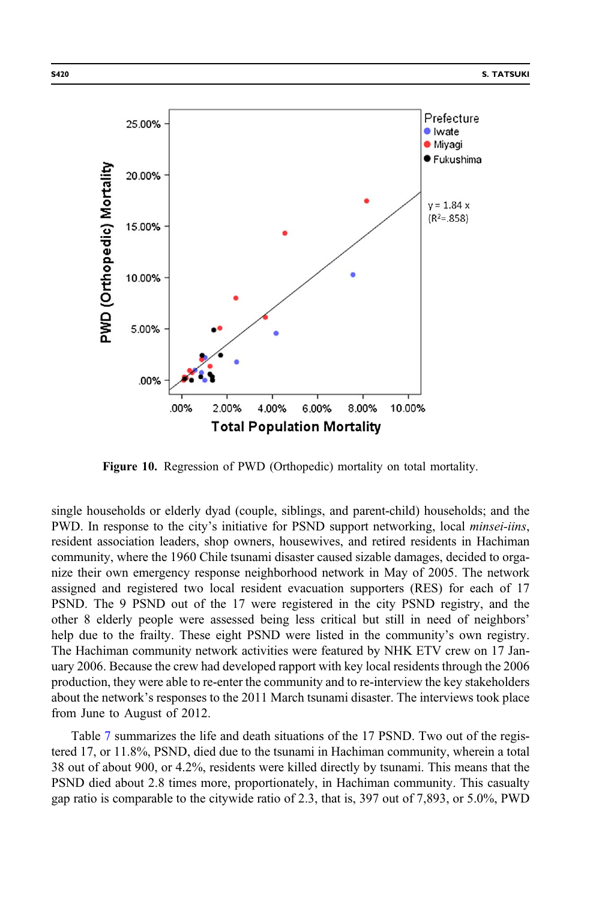**Figure 10.** Regression of PWD (Orthopedic) mortality on total mortality.

single households or elderly dyad (couple, siblings, and parent-child) households; and the PWD. In response to the city's initiative for PSND support networking, local *minsei-iins*, resident association leaders, shop owners, housewives, and retired residents in Hachiman community, where the 1960 Chile tsunami disaster caused sizable damages, decided to organize their own emergency response neighborhood network in May of 2005. The network assigned and registered two local resident evacuation supporters (RES) for each of 17 PSND. The 9 PSND out of the 17 were registered in the city PSND registry, and the other 8 elderly people were assessed being less critical but still in need of neighbors' help due to the frailty. These eight PSND were listed in the community's own registry. The Hachiman community network activities were featured by NHK ETV crew on 17 January 2006. Because the crew had developed rapport with key local residents through the 2006 production, they were able to re-enter the community and to re-interview the key stakeholders about the network's responses to the 2011 March tsunami disaster. The interviews took place from June to August of 2012.

Table 7 summarizes the life and death situations of the 17 PSND. Two out of the registered 17, or 11.8%, PSND, died due to the tsunami in Hachiman community, wherein a total 38 out of about 900, or 4.2%, residents were killed directly by tsunami. This means that the PSND died about 2.8 times more, proportionately, in Hachiman community. This casualty gap ratio is comparable to the citywide ratio of 2.3, that is, 397 out of 7,893, or 5.0%, PWD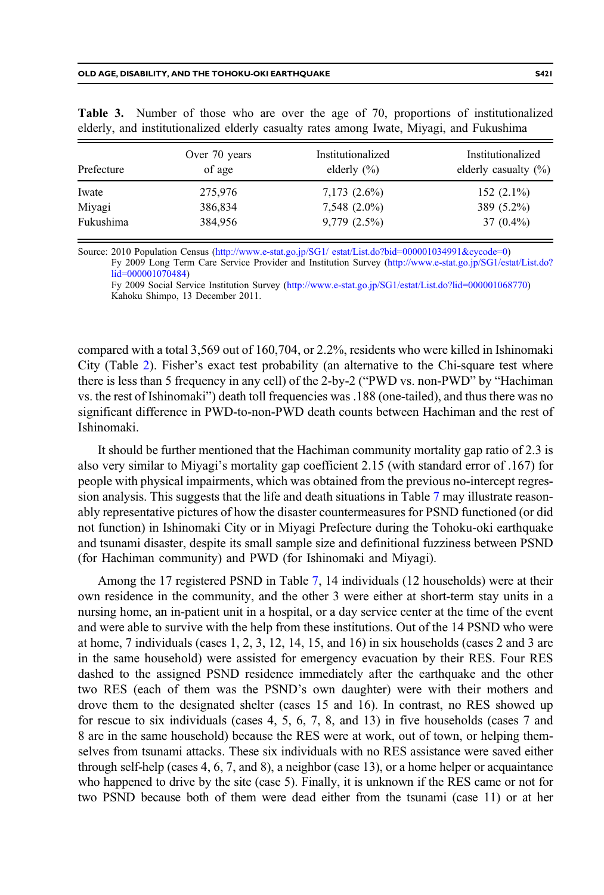**Table 3.** Number of those who are over the age of 70, proportions of institutionalized elderly, and institutionalized elderly casualty rates among Iwate, Miyagi, and Fukushima

| Prefecture | Over 70 years of age | Institutionalized elderly (%) | Institutionalized elderly casualty (%) |
|---|---|---|---|
| Iwate | 275,976 | 7,173 (2.6%) | 152 (2.1%) |
| Miyagi | 386,834 | 7,548 (2.0%) | 389 (5.2%) |
| Fukushima | 384,956 | 9,779 (2.5%) | 37 (0.4%) |

Source: 2010 Population Census (http://www.e-stat.go.jp/SG1/ estat/List.do?bid=000001034991&cycode=0)
Fy 2009 Long Term Care Service Provider and Institution Survey (http://www.e-stat.go.jp/SG1/estat/List.do?lid=000001070484)
Fy 2009 Social Service Institution Survey (http://www.e-stat.go.jp/SG1/estat/List.do?lid=000001068770)
Kahoku Shimpo, 13 December 2011.

compared with a total 3,569 out of 160,704, or 2.2%, residents who were killed in Ishinomaki City (Table 2). Fisher's exact test probability (an alternative to the Chi-square test where there is less than 5 frequency in any cell) of the 2-by-2 ("PWD vs. non-PWD" by "Hachiman vs. the rest of Ishinomaki") death toll frequencies was .188 (one-tailed), and thus there was no significant difference in PWD-to-non-PWD death counts between Hachiman and the rest of Ishinomaki.

It should be further mentioned that the Hachiman community mortality gap ratio of 2.3 is also very similar to Miyagi's mortality gap coefficient 2.15 (with standard error of .167) for people with physical impairments, which was obtained from the previous no-intercept regression analysis. This suggests that the life and death situations in Table 7 may illustrate reasonably representative pictures of how the disaster countermeasures for PSND functioned (or did not function) in Ishinomaki City or in Miyagi Prefecture during the Tohoku-oki earthquake and tsunami disaster, despite its small sample size and definitional fuzziness between PSND (for Hachiman community) and PWD (for Ishinomaki and Miyagi).

Among the 17 registered PSND in Table 7, 14 individuals (12 households) were at their own residence in the community, and the other 3 were either at short-term stay units in a nursing home, an in-patient unit in a hospital, or a day service center at the time of the event and were able to survive with the help from these institutions. Out of the 14 PSND who were at home, 7 individuals (cases 1, 2, 3, 12, 14, 15, and 16) in six households (cases 2 and 3 are in the same household) were assisted for emergency evacuation by their RES. Four RES dashed to the assigned PSND residence immediately after the earthquake and the other two RES (each of them was the PSND's own daughter) were with their mothers and drove them to the designated shelter (cases 15 and 16). In contrast, no RES showed up for rescue to six individuals (cases 4, 5, 6, 7, 8, and 13) in five households (cases 7 and 8 are in the same household) because the RES were at work, out of town, or helping themselves from tsunami attacks. These six individuals with no RES assistance were saved either through self-help (cases 4, 6, 7, and 8), a neighbor (case 13), or a home helper or acquaintance who happened to drive by the site (case 5). Finally, it is unknown if the RES came or not for two PSND because both of them were dead either from the tsunami (case 11) or at her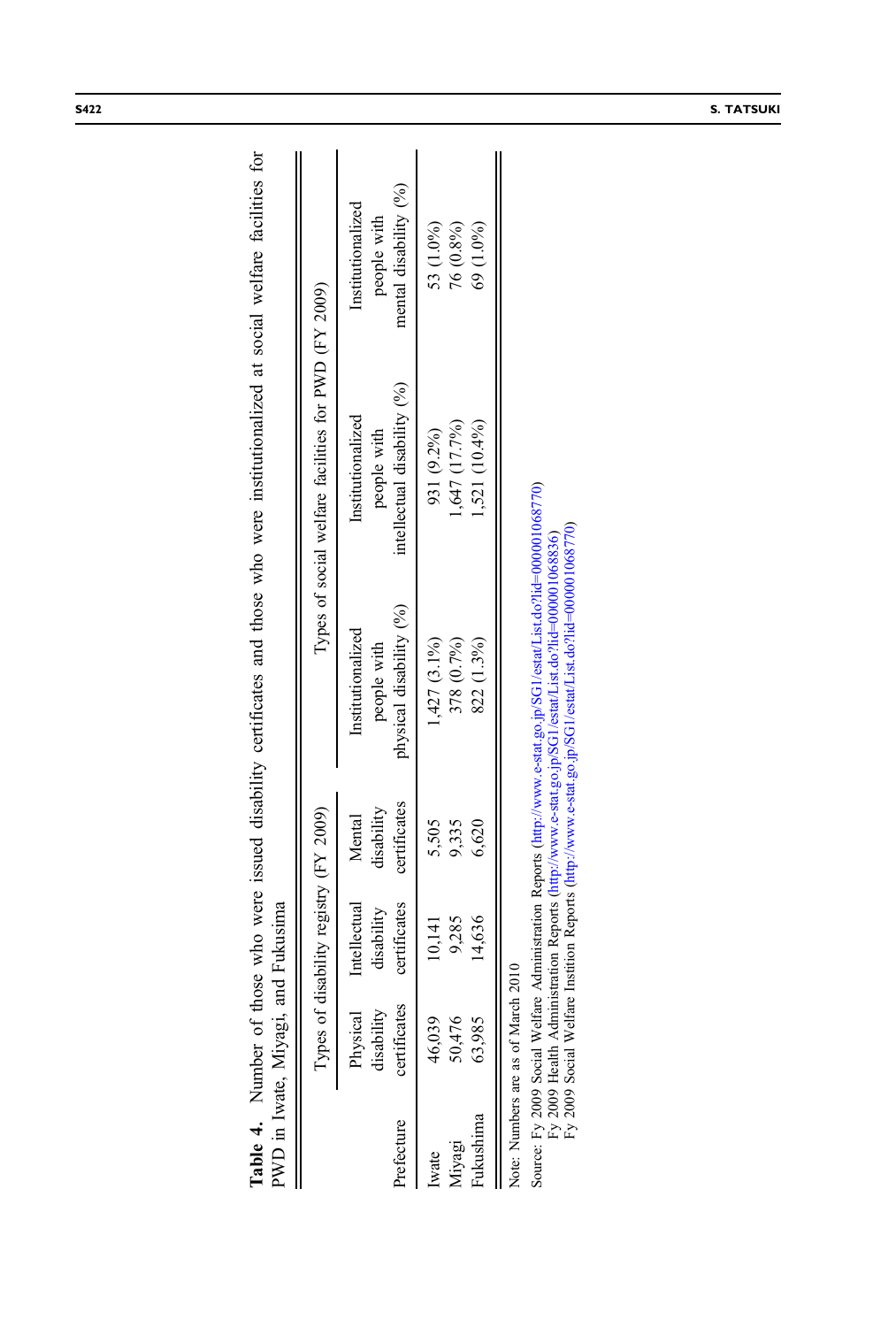**Table 4.** Number of those who were issued disability certificates and those who were institutionalized at social welfare facilities for PWD in Iwate, Miyagi, and Fukusima

| Prefecture | Types of disability registry (FY 2009) | | | Types of social welfare facilities for PWD (FY 2009) | | |
|---|---|---|---|---|---|---|
| | Physical disability certificates | Intellectual disability certificates | Mental disability certificates | Institutionalized people with physical disability (%) | Institutionalized people with intellectual disability (%) | Institutionalized people with mental disability (%) |
| Iwate | 46,039 | 10,141 | 5,505 | 1,427 (3.1%) | 931 (9.2%) | 53 (1.0%) |
| Miyagi | 50,476 | 9,285 | 9,335 | 378 (0.7%) | 1,647 (17.7%) | 76 (0.8%) |
| Fukushima | 63,985 | 14,636 | 6,620 | 822 (1.3%) | 1,521 (10.4%) | 69 (1.0%) |

Note: Numbers are as of March 2010

Source: Fy 2009 Social Welfare Administration Reports (http://www.e-stat.go.jp/SG1/estat/List.do?lid=000001068770)
Fy 2009 Health Administration Reports (http://www.e-stat.go.jp/SG1/estat/List.do?lid=000001068836)
Fy 2009 Social Welfare Instition Reports (http://www.e-stat.go.jp/SG1/estat/List.do?lid=000001068770)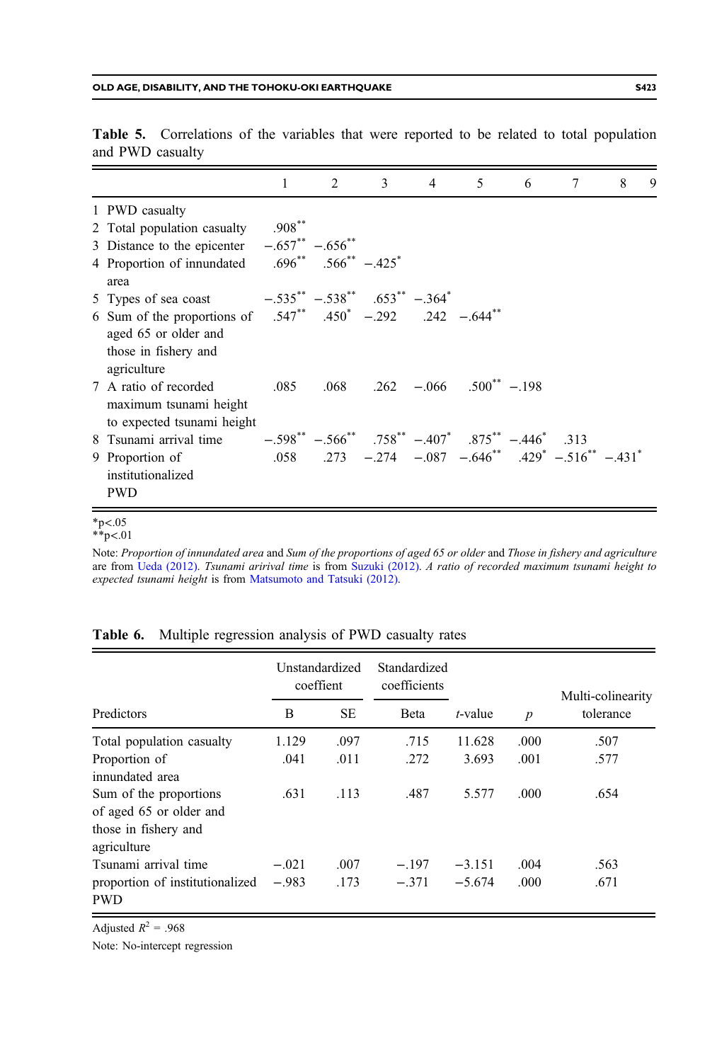**Table 5.** Correlations of the variables that were reported to be related to total population and PWD casualty

| | 1 | 2 | 3 | 4 | 5 | 6 | 7 | 8 | 9 |
|---|---|---|---|---|---|---|---|---|---|
| 1 PWD casualty | | | | | | | | | |
| 2 Total population casualty | .908** | | | | | | | | |
| 3 Distance to the epicenter | −.657** | −.656** | | | | | | | |
| 4 Proportion of innundated area | .696** | .566** | −.425* | | | | | | |
| 5 Types of sea coast | −.535** | −.538** | .653** | −.364* | | | | | |
| 6 Sum of the proportions of aged 65 or older and those in fishery and agriculture | .547** | .450* | −.292 | .242 | −.644** | | | | |
| 7 A ratio of recorded maximum tsunami height to expected tsunami height | .085 | .068 | .262 | −.066 | .500** | −.198 | | | |
| 8 Tsunami arrival time | −.598** | −.566** | .758** | −.407* | .875** | −.446* | .313 | | |
| 9 Proportion of institutionalized PWD | .058 | .273 | −.274 | −.087 | −.646** | .429* | −.516** | −.431* | |

*p<.05
**p<.01

Note: *Proportion of innundated area* and *Sum of the proportions of aged 65 or older* and *Those in fishery and agriculture* are from Ueda (2012). *Tsunami aririval time* is from Suzuki (2012). *A ratio of recorded maximum tsunami height to expected tsunami height* is from Matsumoto and Tatsuki (2012).

**Table 6.** Multiple regression analysis of PWD casualty rates

| | Unstandardized coeffient | | Standardized coefficients | | | |
|---|---|---|---|---|---|---|
| Predictors | B | SE | Beta | *t*-value | *p* | Multi-colinearity tolerance |
| Total population casualty | 1.129 | .097 | .715 | 11.628 | .000 | .507 |
| Proportion of innundated area | .041 | .011 | .272 | 3.693 | .001 | .577 |
| Sum of the proportions of aged 65 or older and those in fishery and agriculture | .631 | .113 | .487 | 5.577 | .000 | .654 |
| Tsunami arrival time | −.021 | .007 | −.197 | −3.151 | .004 | .563 |
| proportion of institutionalized PWD | −.983 | .173 | −.371 | −5.674 | .000 | .671 |

Adjusted $R^2$ = .968

Note: No-intercept regression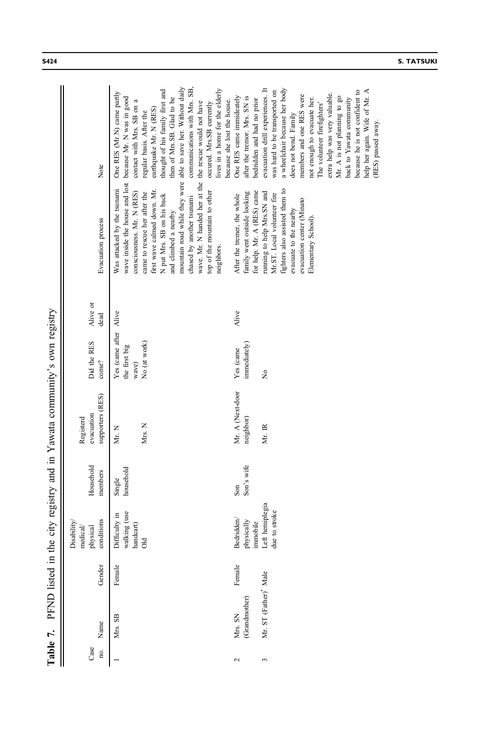**Table 7.** PFND listed in the city registry and in Yawata community's own registry

| Case no. | Name | Gender | Disability/ medical/ physical conditions | Household members | Registerd evacuation supporters (RES) | Did the RES come? | Alive or dead | Evacuation process | Note |
|---|---|---|---|---|---|---|---|---|---|
| 1 | Mrs. SB | Female | Difficulty in walking (use handcart) Old | Single household | Mr. N | Yes (came after the first big wave) | Alive | Was attacked by the tsunami wave inside the house and lost consciousness. Mr. N (RES) came to rescue her after the first wave calmed down. Mr. N put Mrs. SB on his back and climbed a nearby mountain road while they were chased by another tsunami wave. Mr. N handed her at the top of the mountain to other neighbors. | One RES (Mr.N) came partly because Mr. N was in good contact with Mrs. SB on a regular basis. After the earthquake Mr. N (RES) thought of his family first and then of Mrs.SB. Glad to be able to save her. Without daily communications with Mrs. SB, the rescue would not have occured. Mrs.SB currently lives in a home for the elderly because she lost the house. |
| | | | | | Mrs. N | No (at work) | | | |
| 2 | Mrs. SN (Grandmother) | Female | Bedridden/ physically immobile | Son Son's wife | Mr. A (Next-door neighbor) | Yes (came immediately) | Alive | After the tremer, the whole family went outside looking for help. Mr. A (RES) came running to help Mrs.SN and Mr.ST. Local volunteer fire fighters also assisted them to evacuate to the nearby evacuation center (Minato Elementary School). | One RES came immediately after the tremor. Mrs. SN is bedridden and had no prior evacuation drill experiences. It was hard to be transported on a wheelchair because her body does not bend. Family members and one RES were not enough to evacuate her. The volunteer firefighters' extra help was very valuable. Mr. A is not planning to go back to Yawata community because he is not confident to help her again. Wife of Mr. A (RES) passed away. |
| 3 | Mr. ST (Father)* | Male | Left hemiplegia due to stroke | | Mr. IR | No | | | |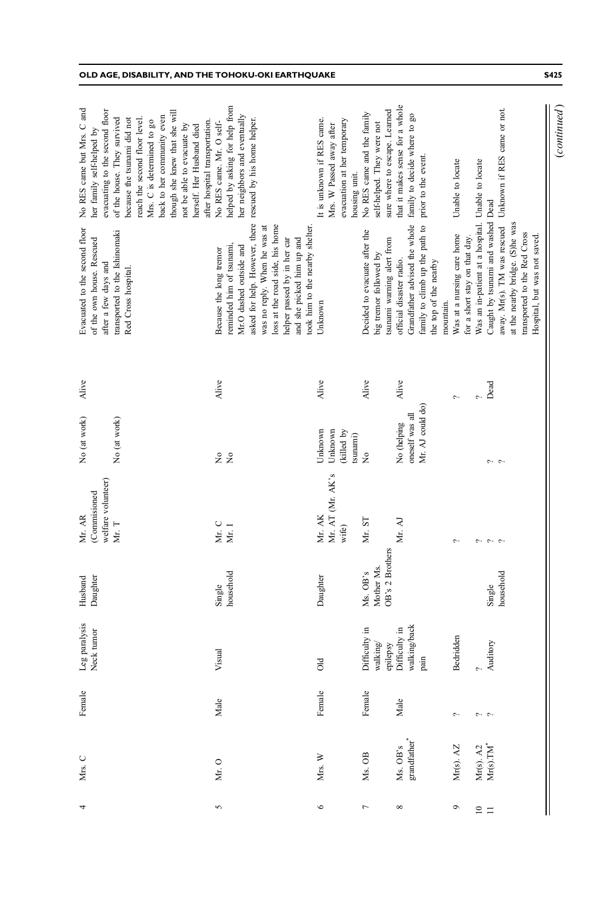| | | | | | | | | | |
|---|---|---|---|---|---|---|---|---|---|
| 4 | Mrs. C | Female | Leg paralysis<br>Neck tumor | Husband<br>Daughter | Mr. AR (Commisioned welfare volunteer)<br>Mr. T | No (at work)<br>No (at work) | Alive | Evacuated to the second floor of the own house. Rescued after a few days and transported to the Ishinomaki Red Cross hospital. | No RES came but Mrs. C and her family self-helped by evacuating to the second floor of the house. They survived because the tsunami did not reach the second floor level. Mrs. C is determined to go back to her community even though she knew that she will not be able to evacuate by herself. Her Husband died after hospital transportation. |
| 5 | Mr. O | Male | Visual | Single household | Mr. C<br>Mr. I | No<br>No | Alive | Because the long tremor reminded him of tsunami, Mr.O dashed outside and asked for help. However, there was no reply. When he was at loss at the road side, his home helper passed by in her car and she picked him up and took him to the nearby shelter. | No RES came. Mr. O self-helped by asking for help from her neighbors and eventually rescued by his home helper. |
| 6 | Mrs. W | Female | Old | Daughter | Mr. AK<br>Mr. AT (Mr. AK's wife) | Unknown<br>Unknown (killed by tsunami) | Alive | Unknown | It is unknown if RES came. Mrs. W Passed away after evacuation at her temporary housing unit. |
| 7 | Ms. OB | Female | Difficulty in walking/ epilepsy | Ms. OB's Mother Ms. OB's 2 Brothers | Mr. ST | No | Alive | Decided to evacuate after the big tremor followed by tsunami warning alert from official disaster radio. | No RES came and the family self-helped. They were not sure where to escape. Learned that it makes sense for a whole family to decide where to go prior to the event. |
| 8 | Ms. OB's grandfather* | Male | Difficulty in walking/back pain | | Mr. AJ | No (helping oneself was all Mr. AJ could do) | Alive | Grandfather advised the whole family to climb up the path to the top of the nearby mountain. | |
| 9 | Mr(s). AZ | ? | Bedridden | | ? | | ? | Was at a nursing care home for a short stay on that day. | Unable to locate |
| 10 | Mr(s). A2 | ? | ? | | ? | | ? | Was an in-patient at a hospital. | Unable to locate |
| 11 | Mr(s).TM* | ? | Auditory | Single household | ? | ? | Dead | Caught by tsunami and washed away. Mr(s). TM was rescued at the nearby bridge. (S)he was transported to the Red Cross Hospital, but was not saved. | Dead<br>Unknown if RES came or not. |

(*continued*)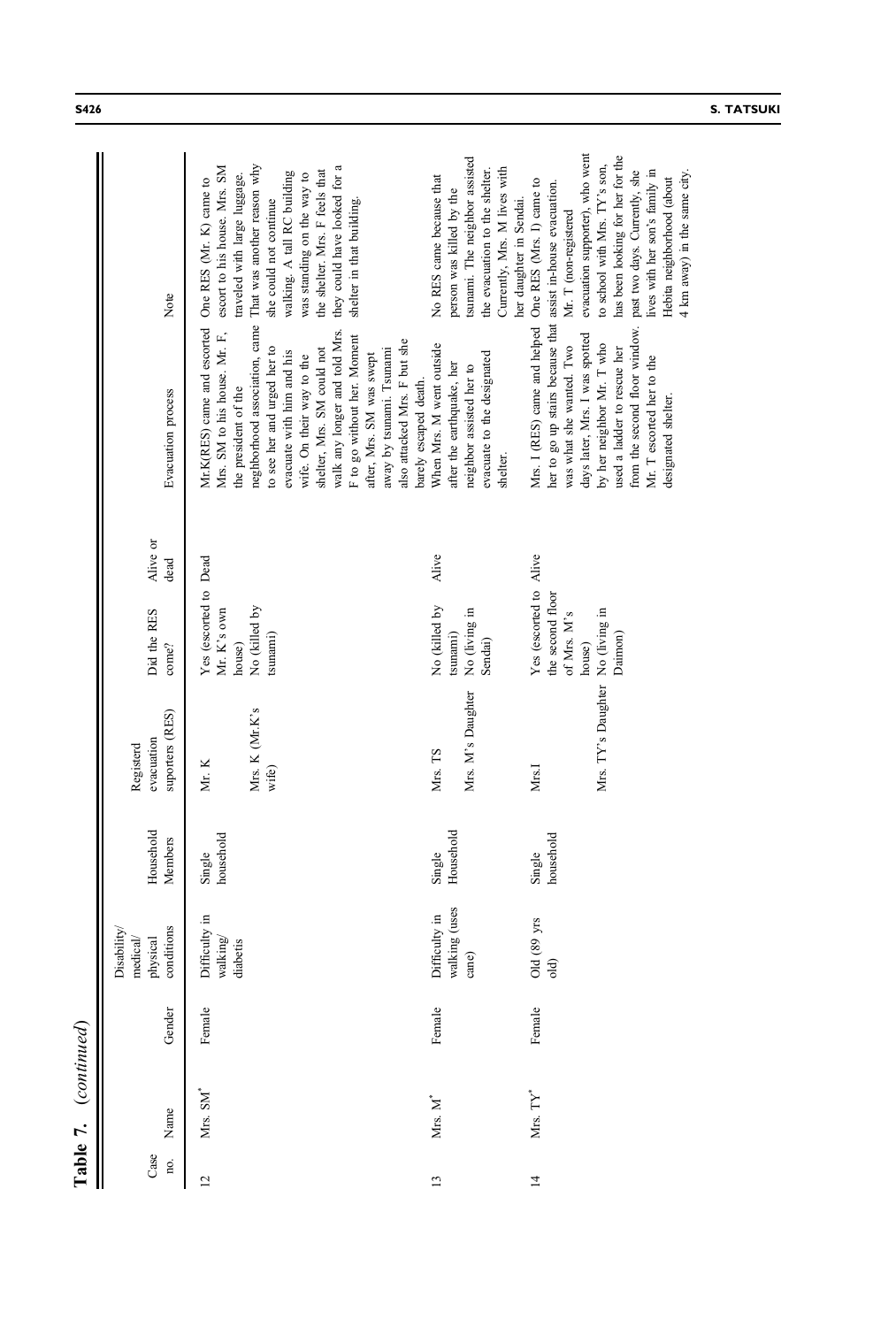**Table 7.** *(continued)*

| Case no. | Name | Gender | Disability/ medical/ physical conditions | Household Members | Registerd evacuation suporters (RES) | Did the RES come? | Alive or dead | Evacuation process | Note |
|---|---|---|---|---|---|---|---|---|---|
| 12 | Mrs. SM* | Female | Difficulty in walking/ diabetis | Single household | Mr. K | Yes (escorted to Mr. K's own house) | Dead | Mr.K(RES) came and escorted Mrs. SM to his house. Mr. F, the president of the neighborhood association, came to see her and urged her to evacuate with him and his wife. On their way to the shelter, Mrs. SM could not walk any longer and told Mrs. F to go without her. Moment after, Mrs. SM was swept away by tsunami. Tsunami also attacked Mrs. F but she barely escaped death. | One RES (Mr. K) came to escort to his house. Mrs. SM traveled with large luggage. That was another reason why she could not continue walking. A tall RC building was standing on the way to the shelter. Mrs. F feels that they could have looked for a shelter in that building. |
| | | | | | Mrs. K (Mr.K's wife) | No (killed by tsunami) | | | |
| 13 | Mrs. M* | Female | Difficulty in walking (uses cane) | Single Household | Mrs. TS | No (killed by tsunami) | Alive | When Mrs. M went outside after the earthquake, her neighbor assisted her to evacuate to the designated shelter. | No RES came because that person was killed by the tsunami. The neighbor assisted the evacuation to the shelter. Currently, Mrs. M lives with her daughter in Sendai. |
| | | | | | Mrs. M's Daughter | No (living in Sendai) | | | |
| 14 | Mrs. TY* | Female | Old (89 yrs old) | Single household | Mrs.I | Yes (escorted to the second floor of Mrs. M's house) | Alive | Mrs. I (RES) came and helped her to go up stairs because that was what she wanted. Two days later, Mrs. I was spotted by her neighbor Mr. T who used a ladder to rescue her from the second floor window. Mr. T escorted her to the designated shelter. | One RES (Mrs. I) came to assist in-house evacuation. Mr. T (non-registered evacuation supporter), who went to school with Mrs. TY's son, has been looking for her for the past two days. Currently, she lives with her son's family in Hebita neighborhood (about 4 km away) in the same city. |
| | | | | | Mrs. TY's Daughter | No (living in Daimon) | | | |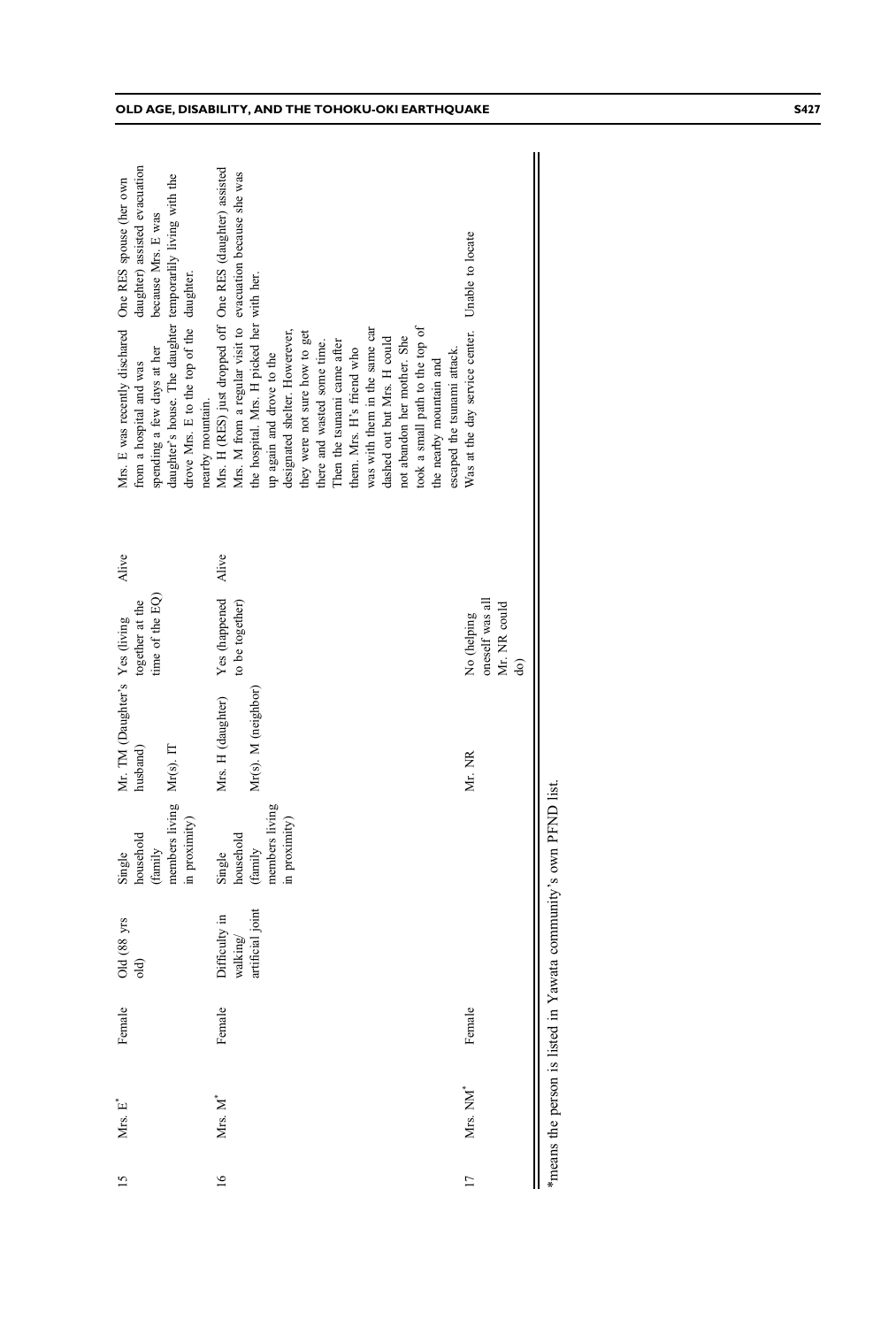| | | | | | | | | | |
|---|---|---|---|---|---|---|---|---|---|
| 15 | Mrs. E* | Female | Old (88 yrs old) | Single household (family members living in proximity) | Mr. TM (Daughter's husband) Mr(s). IT | Yes (living together at the time of the EQ) | Alive | Mrs. E was recently discharged from a hospital and was spending a few days at her daughter's house. The daughter drove Mrs. E to the top of the nearby mountain. | One RES spouse (her own daughter) assisted evacuation because Mrs. E was temporarily living with the daughter. |
| 16 | Mrs. M* | Female | Difficulty in walking/ artificial joint | Single household (family members living in proximity) | Mrs. H (daughter) Mr(s). M (neighbor) | Yes (happened to be together) | Alive | Mrs. H (RES) just dropped off Mrs. M from a regular visit to the hospital. Mrs. H picked her up again and drove to the designated shelter. Howerever, they were not sure how to get there and wasted some time. Then the tsunami came after them. Mrs. H's friend who was with them in the same car dashed out but Mrs. H could not abandon her mother. She took a small path to the top of the nearby mountain and escaped the tsunami attack. | One RES (daughter) assisted evacuation because she was with her. |
| 17 | Mrs. NM* | Female | | | Mr. NR | No (helping oneself was all Mr. NR could do) | | Was at the day service center. | Unable to locate |

*means the person is listed in Yawata community's own PFND list.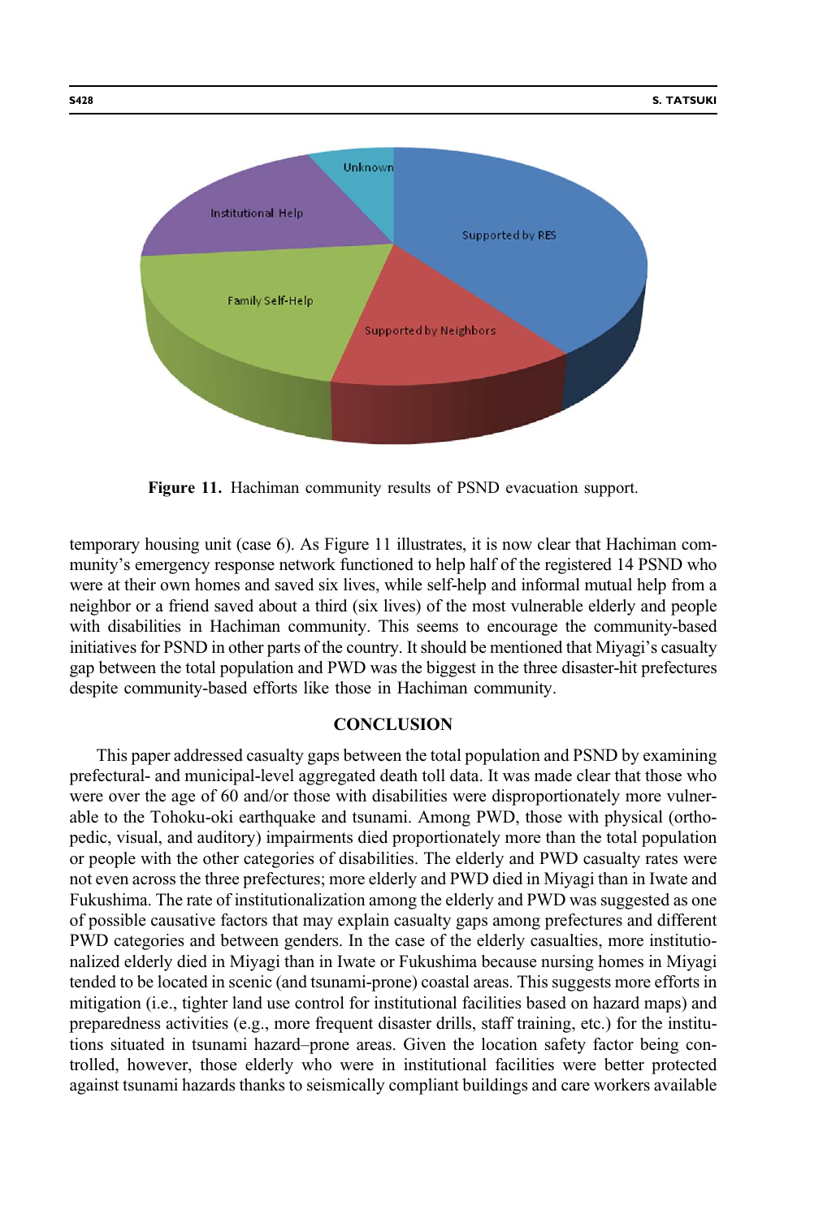Figure 11. Hachiman community results of PSND evacuation support.

temporary housing unit (case 6). As Figure 11 illustrates, it is now clear that Hachiman community's emergency response network functioned to help half of the registered 14 PSND who were at their own homes and saved six lives, while self-help and informal mutual help from a neighbor or a friend saved about a third (six lives) of the most vulnerable elderly and people with disabilities in Hachiman community. This seems to encourage the community-based initiatives for PSND in other parts of the country. It should be mentioned that Miyagi's casualty gap between the total population and PWD was the biggest in the three disaster-hit prefectures despite community-based efforts like those in Hachiman community.

## CONCLUSION

This paper addressed casualty gaps between the total population and PSND by examining prefectural- and municipal-level aggregated death toll data. It was made clear that those who were over the age of 60 and/or those with disabilities were disproportionately more vulnerable to the Tohoku-oki earthquake and tsunami. Among PWD, those with physical (orthopedic, visual, and auditory) impairments died proportionately more than the total population or people with the other categories of disabilities. The elderly and PWD casualty rates were not even across the three prefectures; more elderly and PWD died in Miyagi than in Iwate and Fukushima. The rate of institutionalization among the elderly and PWD was suggested as one of possible causative factors that may explain casualty gaps among prefectures and different PWD categories and between genders. In the case of the elderly casualties, more institutionalized elderly died in Miyagi than in Iwate or Fukushima because nursing homes in Miyagi tended to be located in scenic (and tsunami-prone) coastal areas. This suggests more efforts in mitigation (i.e., tighter land use control for institutional facilities based on hazard maps) and preparedness activities (e.g., more frequent disaster drills, staff training, etc.) for the institutions situated in tsunami hazard–prone areas. Given the location safety factor being controlled, however, those elderly who were in institutional facilities were better protected against tsunami hazards thanks to seismically compliant buildings and care workers available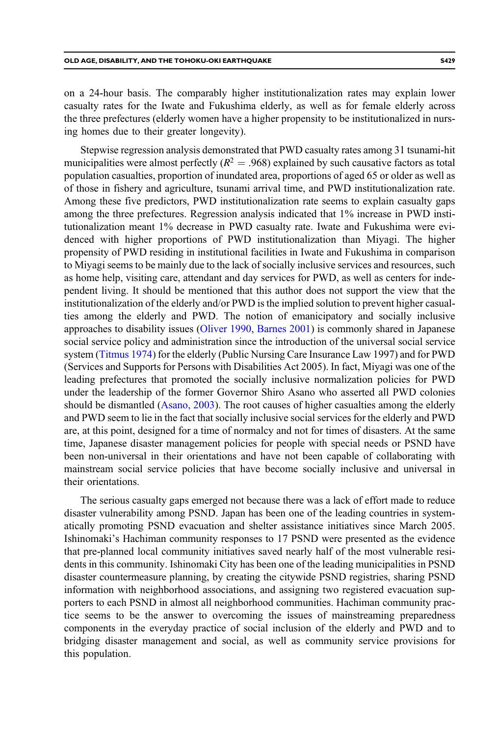on a 24-hour basis. The comparably higher institutionalization rates may explain lower casualty rates for the Iwate and Fukushima elderly, as well as for female elderly across the three prefectures (elderly women have a higher propensity to be institutionalized in nursing homes due to their greater longevity).

Stepwise regression analysis demonstrated that PWD casualty rates among 31 tsunami-hit municipalities were almost perfectly ($R^2 = .968$) explained by such causative factors as total population casualties, proportion of inundated area, proportions of aged 65 or older as well as of those in fishery and agriculture, tsunami arrival time, and PWD institutionalization rate. Among these five predictors, PWD institutionalization rate seems to explain casualty gaps among the three prefectures. Regression analysis indicated that 1% increase in PWD institutionalization meant 1% decrease in PWD casualty rate. Iwate and Fukushima were evidenced with higher proportions of PWD institutionalization than Miyagi. The higher propensity of PWD residing in institutional facilities in Iwate and Fukushima in comparison to Miyagi seems to be mainly due to the lack of socially inclusive services and resources, such as home help, visiting care, attendant and day services for PWD, as well as centers for independent living. It should be mentioned that this author does not support the view that the institutionalization of the elderly and/or PWD is the implied solution to prevent higher casualties among the elderly and PWD. The notion of emanicipatory and socially inclusive approaches to disability issues (Oliver 1990, Barnes 2001) is commonly shared in Japanese social service policy and administration since the introduction of the universal social service system (Titmus 1974) for the elderly (Public Nursing Care Insurance Law 1997) and for PWD (Services and Supports for Persons with Disabilities Act 2005). In fact, Miyagi was one of the leading prefectures that promoted the socially inclusive normalization policies for PWD under the leadership of the former Governor Shiro Asano who asserted all PWD colonies should be dismantled (Asano, 2003). The root causes of higher casualties among the elderly and PWD seem to lie in the fact that socially inclusive social services for the elderly and PWD are, at this point, designed for a time of normalcy and not for times of disasters. At the same time, Japanese disaster management policies for people with special needs or PSND have been non-universal in their orientations and have not been capable of collaborating with mainstream social service policies that have become socially inclusive and universal in their orientations.

The serious casualty gaps emerged not because there was a lack of effort made to reduce disaster vulnerability among PSND. Japan has been one of the leading countries in systematically promoting PSND evacuation and shelter assistance initiatives since March 2005. Ishinomaki's Hachiman community responses to 17 PSND were presented as the evidence that pre-planned local community initiatives saved nearly half of the most vulnerable residents in this community. Ishinomaki City has been one of the leading municipalities in PSND disaster countermeasure planning, by creating the citywide PSND registries, sharing PSND information with neighborhood associations, and assigning two registered evacuation supporters to each PSND in almost all neighborhood communities. Hachiman community practice seems to be the answer to overcoming the issues of mainstreaming preparedness components in the everyday practice of social inclusion of the elderly and PWD and to bridging disaster management and social, as well as community service provisions for this population.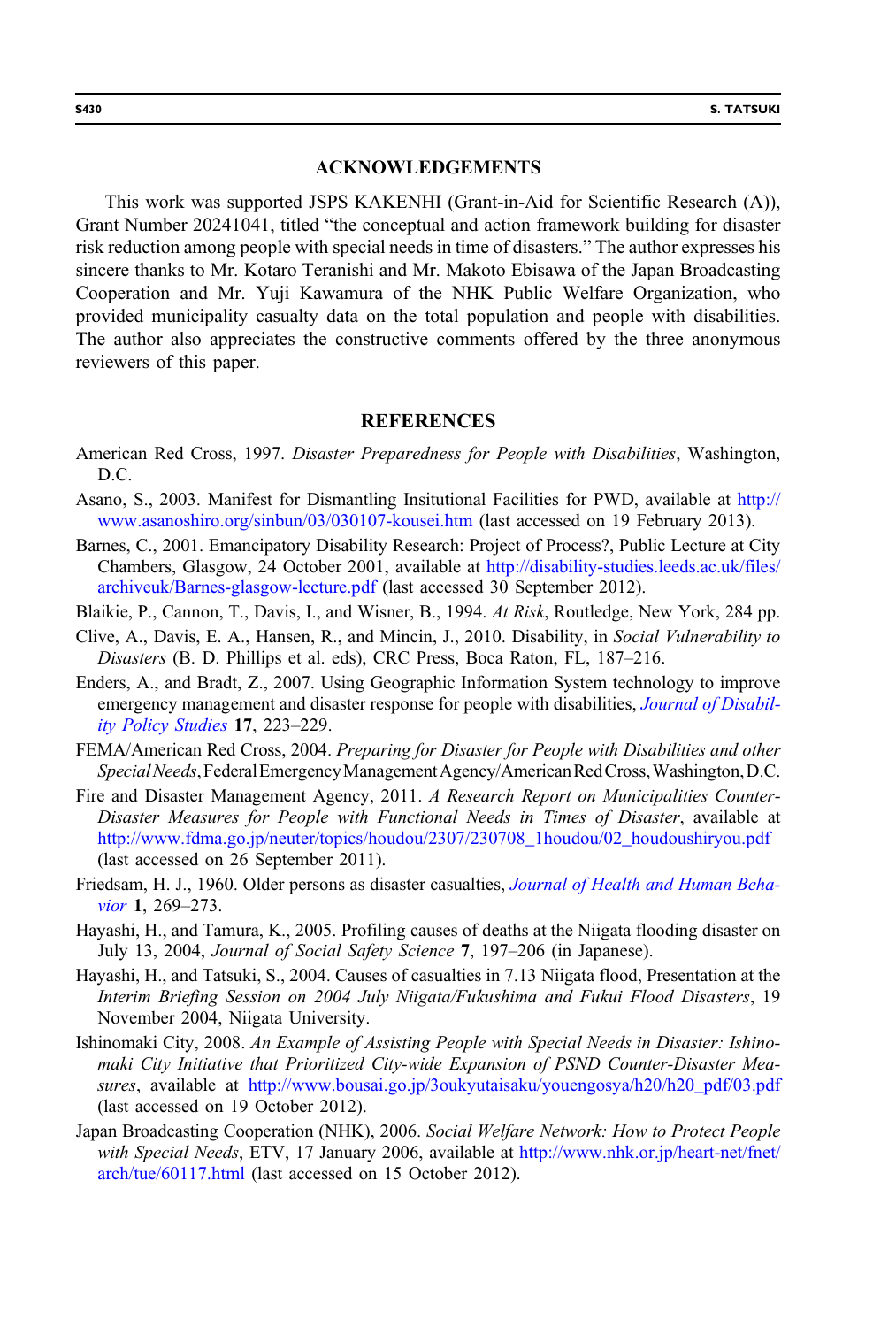## ACKNOWLEDGEMENTS

This work was supported JSPS KAKENHI (Grant-in-Aid for Scientific Research (A)), Grant Number 20241041, titled "the conceptual and action framework building for disaster risk reduction among people with special needs in time of disasters." The author expresses his sincere thanks to Mr. Kotaro Teranishi and Mr. Makoto Ebisawa of the Japan Broadcasting Cooperation and Mr. Yuji Kawamura of the NHK Public Welfare Organization, who provided municipality casualty data on the total population and people with disabilities. The author also appreciates the constructive comments offered by the three anonymous reviewers of this paper.

## REFERENCES

American Red Cross, 1997. *Disaster Preparedness for People with Disabilities*, Washington, D.C.

Asano, S., 2003. Manifest for Dismantling Insitutional Facilities for PWD, available at http://www.asanoshiro.org/sinbun/03/030107-kousei.htm (last accessed on 19 February 2013).

Barnes, C., 2001. Emancipatory Disability Research: Project of Process?, Public Lecture at City Chambers, Glasgow, 24 October 2001, available at http://disability-studies.leeds.ac.uk/files/archiveuk/Barnes-glasgow-lecture.pdf (last accessed 30 September 2012).

Blaikie, P., Cannon, T., Davis, I., and Wisner, B., 1994. *At Risk*, Routledge, New York, 284 pp.

Clive, A., Davis, E. A., Hansen, R., and Mincin, J., 2010. Disability, in *Social Vulnerability to Disasters* (B. D. Phillips et al. eds), CRC Press, Boca Raton, FL, 187–216.

Enders, A., and Bradt, Z., 2007. Using Geographic Information System technology to improve emergency management and disaster response for people with disabilities, *Journal of Disability Policy Studies* **17**, 223–229.

FEMA/American Red Cross, 2004. *Preparing for Disaster for People with Disabilities and other Special Needs*, Federal Emergency Management Agency/American Red Cross, Washington, D.C.

Fire and Disaster Management Agency, 2011. *A Research Report on Municipalities Counter-Disaster Measures for People with Functional Needs in Times of Disaster*, available at http://www.fdma.go.jp/neuter/topics/houdou/2307/230708_1houdou/02_houdoushiryou.pdf (last accessed on 26 September 2011).

Friedsam, H. J., 1960. Older persons as disaster casualties, *Journal of Health and Human Behavior* **1**, 269–273.

Hayashi, H., and Tamura, K., 2005. Profiling causes of deaths at the Niigata flooding disaster on July 13, 2004, *Journal of Social Safety Science* **7**, 197–206 (in Japanese).

Hayashi, H., and Tatsuki, S., 2004. Causes of casualties in 7.13 Niigata flood, Presentation at the *Interim Briefing Session on 2004 July Niigata/Fukushima and Fukui Flood Disasters*, 19 November 2004, Niigata University.

Ishinomaki City, 2008. *An Example of Assisting People with Special Needs in Disaster: Ishinomaki City Initiative that Prioritized City-wide Expansion of PSND Counter-Disaster Measures*, available at http://www.bousai.go.jp/3oukyutaisaku/youengosya/h20/h20_pdf/03.pdf (last accessed on 19 October 2012).

Japan Broadcasting Cooperation (NHK), 2006. *Social Welfare Network: How to Protect People with Special Needs*, ETV, 17 January 2006, available at http://www.nhk.or.jp/heart-net/fnet/arch/tue/60117.html (last accessed on 15 October 2012).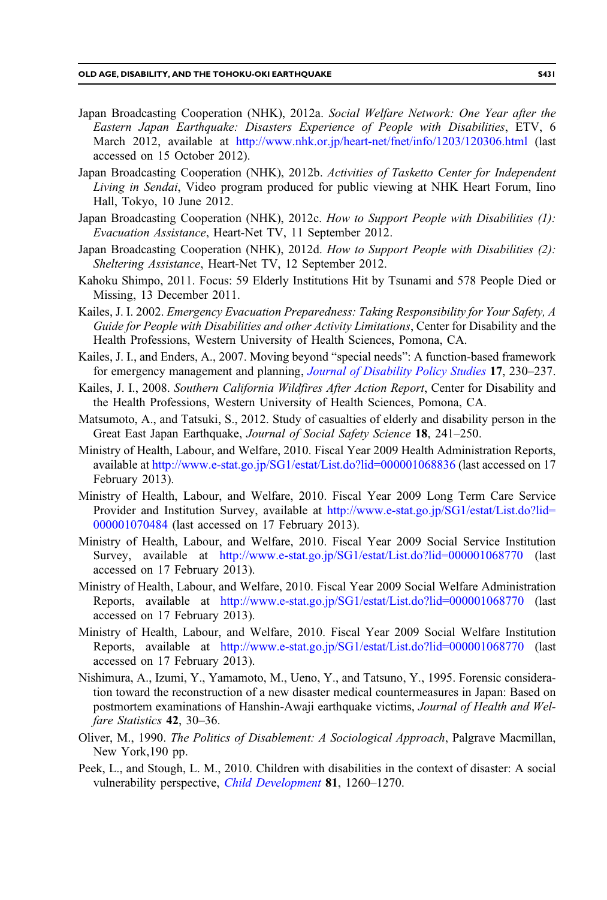Japan Broadcasting Cooperation (NHK), 2012a. *Social Welfare Network: One Year after the Eastern Japan Earthquake: Disasters Experience of People with Disabilities*, ETV, 6 March 2012, available at http://www.nhk.or.jp/heart-net/fnet/info/1203/120306.html (last accessed on 15 October 2012).

Japan Broadcasting Cooperation (NHK), 2012b. *Activities of Tasketto Center for Independent Living in Sendai*, Video program produced for public viewing at NHK Heart Forum, Iino Hall, Tokyo, 10 June 2012.

Japan Broadcasting Cooperation (NHK), 2012c. *How to Support People with Disabilities (1): Evacuation Assistance*, Heart-Net TV, 11 September 2012.

Japan Broadcasting Cooperation (NHK), 2012d. *How to Support People with Disabilities (2): Sheltering Assistance*, Heart-Net TV, 12 September 2012.

Kahoku Shimpo, 2011. Focus: 59 Elderly Institutions Hit by Tsunami and 578 People Died or Missing, 13 December 2011.

Kailes, J. I. 2002. *Emergency Evacuation Preparedness: Taking Responsibility for Your Safety, A Guide for People with Disabilities and other Activity Limitations*, Center for Disability and the Health Professions, Western University of Health Sciences, Pomona, CA.

Kailes, J. I., and Enders, A., 2007. Moving beyond "special needs": A function-based framework for emergency management and planning, *Journal of Disability Policy Studies* **17**, 230–237.

Kailes, J. I., 2008. *Southern California Wildfires After Action Report*, Center for Disability and the Health Professions, Western University of Health Sciences, Pomona, CA.

Matsumoto, A., and Tatsuki, S., 2012. Study of casualties of elderly and disability person in the Great East Japan Earthquake, *Journal of Social Safety Science* **18**, 241–250.

Ministry of Health, Labour, and Welfare, 2010. Fiscal Year 2009 Health Administration Reports, available at http://www.e-stat.go.jp/SG1/estat/List.do?lid=000001068836 (last accessed on 17 February 2013).

Ministry of Health, Labour, and Welfare, 2010. Fiscal Year 2009 Long Term Care Service Provider and Institution Survey, available at http://www.e-stat.go.jp/SG1/estat/List.do?lid=000001070484 (last accessed on 17 February 2013).

Ministry of Health, Labour, and Welfare, 2010. Fiscal Year 2009 Social Service Institution Survey, available at http://www.e-stat.go.jp/SG1/estat/List.do?lid=000001068770 (last accessed on 17 February 2013).

Ministry of Health, Labour, and Welfare, 2010. Fiscal Year 2009 Social Welfare Administration Reports, available at http://www.e-stat.go.jp/SG1/estat/List.do?lid=000001068770 (last accessed on 17 February 2013).

Ministry of Health, Labour, and Welfare, 2010. Fiscal Year 2009 Social Welfare Institution Reports, available at http://www.e-stat.go.jp/SG1/estat/List.do?lid=000001068770 (last accessed on 17 February 2013).

Nishimura, A., Izumi, Y., Yamamoto, M., Ueno, Y., and Tatsuno, Y., 1995. Forensic consideration toward the reconstruction of a new disaster medical countermeasures in Japan: Based on postmortem examinations of Hanshin-Awaji earthquake victims, *Journal of Health and Welfare Statistics* **42**, 30–36.

Oliver, M., 1990. *The Politics of Disablement: A Sociological Approach*, Palgrave Macmillan, New York,190 pp.

Peek, L., and Stough, L. M., 2010. Children with disabilities in the context of disaster: A social vulnerability perspective, *Child Development* **81**, 1260–1270.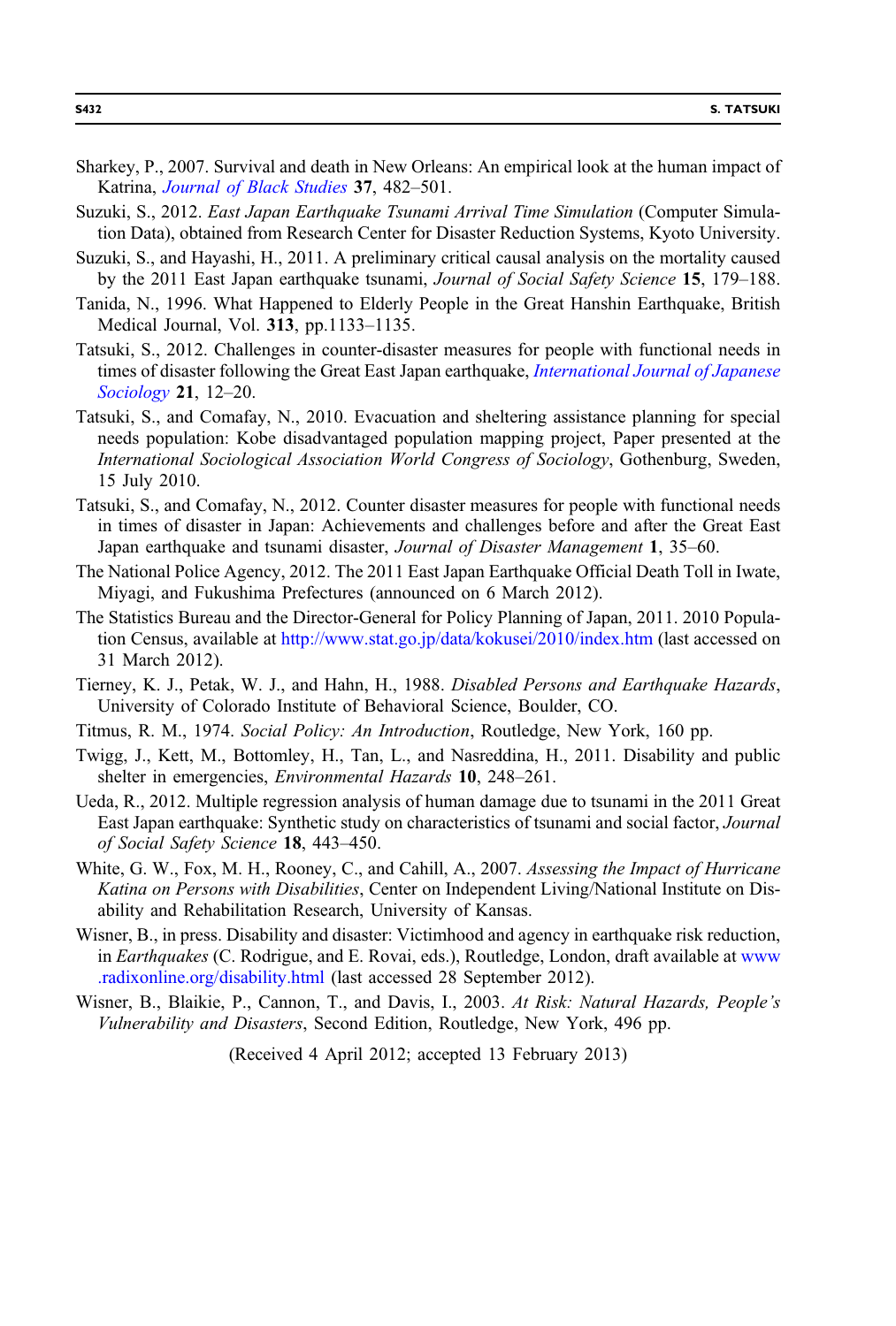Sharkey, P., 2007. Survival and death in New Orleans: An empirical look at the human impact of Katrina, *Journal of Black Studies* **37**, 482–501.

Suzuki, S., 2012. *East Japan Earthquake Tsunami Arrival Time Simulation* (Computer Simulation Data), obtained from Research Center for Disaster Reduction Systems, Kyoto University.

Suzuki, S., and Hayashi, H., 2011. A preliminary critical causal analysis on the mortality caused by the 2011 East Japan earthquake tsunami, *Journal of Social Safety Science* **15**, 179–188.

Tanida, N., 1996. What Happened to Elderly People in the Great Hanshin Earthquake, British Medical Journal, Vol. **313**, pp.1133–1135.

Tatsuki, S., 2012. Challenges in counter-disaster measures for people with functional needs in times of disaster following the Great East Japan earthquake, *International Journal of Japanese Sociology* **21**, 12–20.

Tatsuki, S., and Comafay, N., 2010. Evacuation and sheltering assistance planning for special needs population: Kobe disadvantaged population mapping project, Paper presented at the *International Sociological Association World Congress of Sociology*, Gothenburg, Sweden, 15 July 2010.

Tatsuki, S., and Comafay, N., 2012. Counter disaster measures for people with functional needs in times of disaster in Japan: Achievements and challenges before and after the Great East Japan earthquake and tsunami disaster, *Journal of Disaster Management* **1**, 35–60.

The National Police Agency, 2012. The 2011 East Japan Earthquake Official Death Toll in Iwate, Miyagi, and Fukushima Prefectures (announced on 6 March 2012).

The Statistics Bureau and the Director-General for Policy Planning of Japan, 2011. 2010 Population Census, available at http://www.stat.go.jp/data/kokusei/2010/index.htm (last accessed on 31 March 2012).

Tierney, K. J., Petak, W. J., and Hahn, H., 1988. *Disabled Persons and Earthquake Hazards*, University of Colorado Institute of Behavioral Science, Boulder, CO.

Titmus, R. M., 1974. *Social Policy: An Introduction*, Routledge, New York, 160 pp.

Twigg, J., Kett, M., Bottomley, H., Tan, L., and Nasreddina, H., 2011. Disability and public shelter in emergencies, *Environmental Hazards* **10**, 248–261.

Ueda, R., 2012. Multiple regression analysis of human damage due to tsunami in the 2011 Great East Japan earthquake: Synthetic study on characteristics of tsunami and social factor, *Journal of Social Safety Science* **18**, 443–450.

White, G. W., Fox, M. H., Rooney, C., and Cahill, A., 2007. *Assessing the Impact of Hurricane Katina on Persons with Disabilities*, Center on Independent Living/National Institute on Disability and Rehabilitation Research, University of Kansas.

Wisner, B., in press. Disability and disaster: Victimhood and agency in earthquake risk reduction, in *Earthquakes* (C. Rodrigue, and E. Rovai, eds.), Routledge, London, draft available at www.radixonline.org/disability.html (last accessed 28 September 2012).

Wisner, B., Blaikie, P., Cannon, T., and Davis, I., 2003. *At Risk: Natural Hazards, People's Vulnerability and Disasters*, Second Edition, Routledge, New York, 496 pp.

(Received 4 April 2012; accepted 13 February 2013)